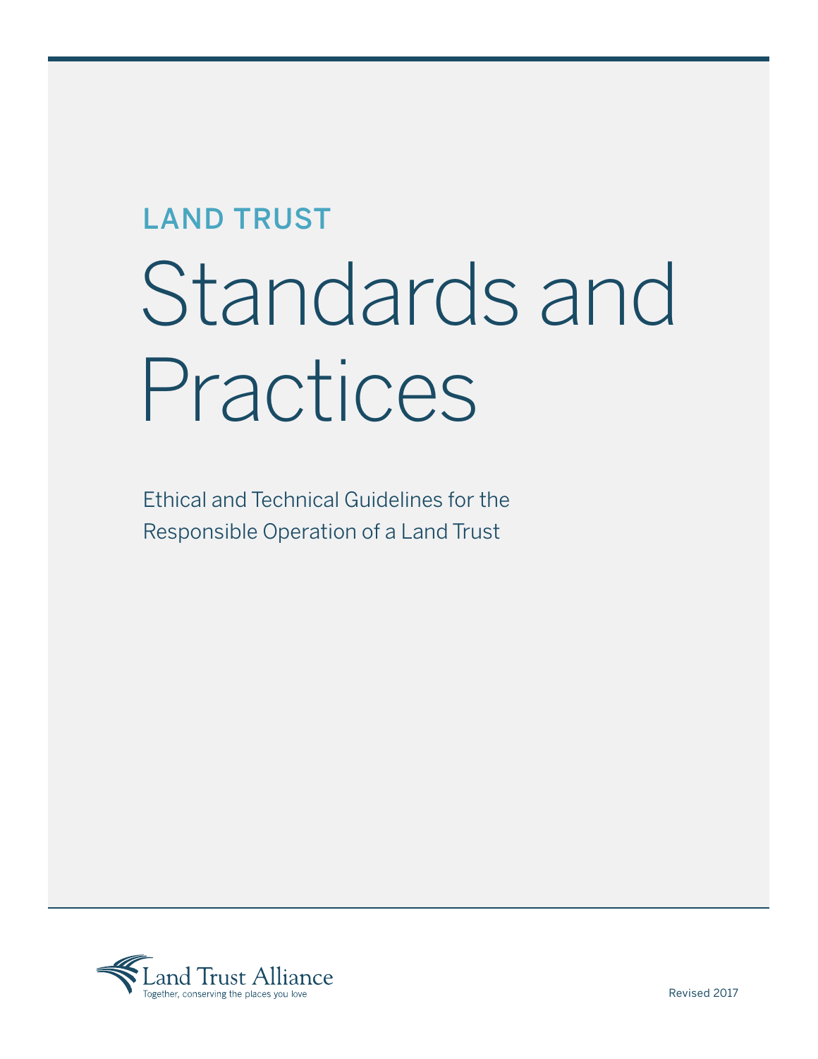LAND TRUST

# Standards and Practices

Ethical and Technical Guidelines for the Responsible Operation of a Land Trust

Land Trust Alliance
Together, conserving the places you love

Revised 2017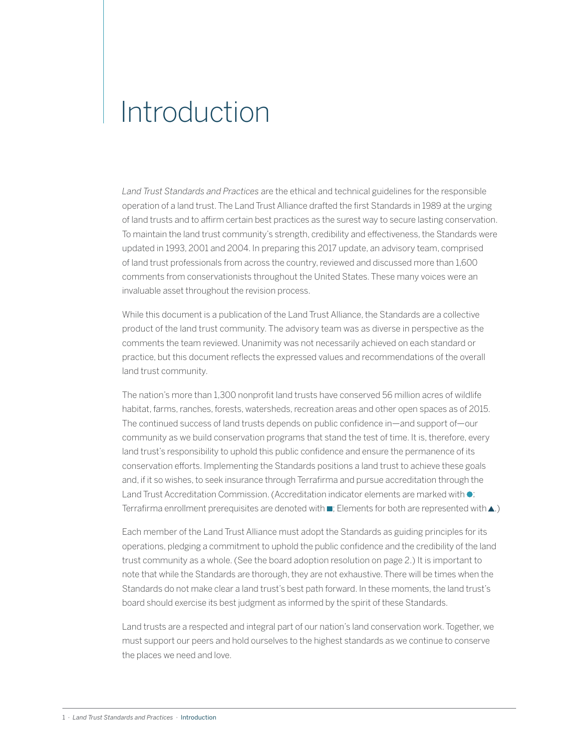# Introduction

*Land Trust Standards and Practices* are the ethical and technical guidelines for the responsible operation of a land trust. The Land Trust Alliance drafted the first Standards in 1989 at the urging of land trusts and to affirm certain best practices as the surest way to secure lasting conservation. To maintain the land trust community's strength, credibility and effectiveness, the Standards were updated in 1993, 2001 and 2004. In preparing this 2017 update, an advisory team, comprised of land trust professionals from across the country, reviewed and discussed more than 1,600 comments from conservationists throughout the United States. These many voices were an invaluable asset throughout the revision process.

While this document is a publication of the Land Trust Alliance, the Standards are a collective product of the land trust community. The advisory team was as diverse in perspective as the comments the team reviewed. Unanimity was not necessarily achieved on each standard or practice, but this document reflects the expressed values and recommendations of the overall land trust community.

The nation's more than 1,300 nonprofit land trusts have conserved 56 million acres of wildlife habitat, farms, ranches, forests, watersheds, recreation areas and other open spaces as of 2015. The continued success of land trusts depends on public confidence in—and support of—our community as we build conservation programs that stand the test of time. It is, therefore, every land trust's responsibility to uphold this public confidence and ensure the permanence of its conservation efforts. Implementing the Standards positions a land trust to achieve these goals and, if it so wishes, to seek insurance through Terrafirma and pursue accreditation through the Land Trust Accreditation Commission. (Accreditation indicator elements are marked with ●; Terrafirma enrollment prerequisites are denoted with ■; Elements for both are represented with ▲.)

Each member of the Land Trust Alliance must adopt the Standards as guiding principles for its operations, pledging a commitment to uphold the public confidence and the credibility of the land trust community as a whole. (See the board adoption resolution on page 2.) It is important to note that while the Standards are thorough, they are not exhaustive. There will be times when the Standards do not make clear a land trust's best path forward. In these moments, the land trust's board should exercise its best judgment as informed by the spirit of these Standards.

Land trusts are a respected and integral part of our nation's land conservation work. Together, we must support our peers and hold ourselves to the highest standards as we continue to conserve the places we need and love.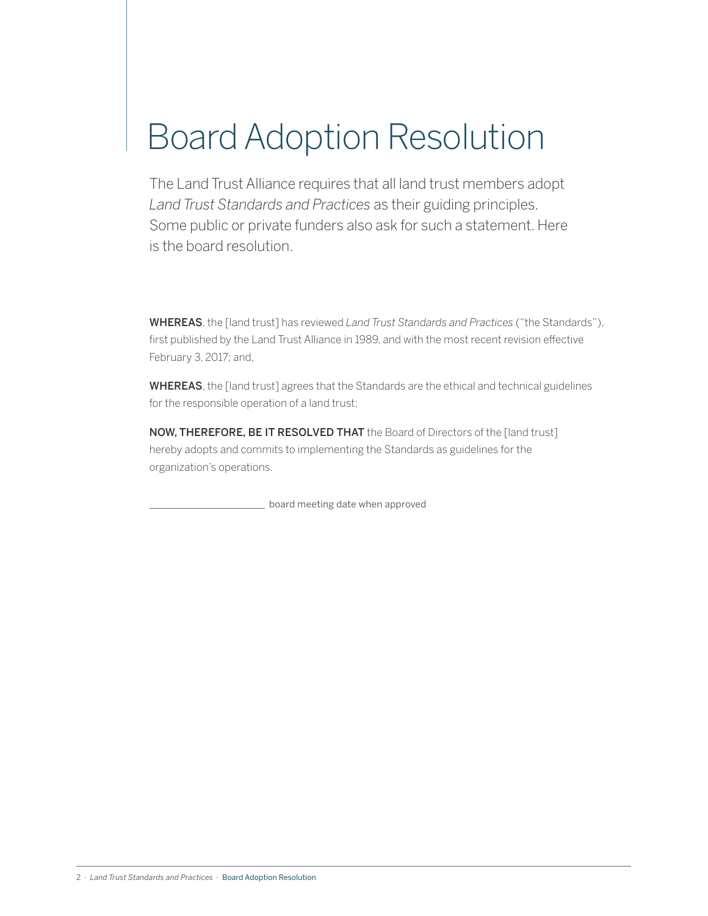# Board Adoption Resolution

The Land Trust Alliance requires that all land trust members adopt *Land Trust Standards and Practices* as their guiding principles. Some public or private funders also ask for such a statement. Here is the board resolution.

**WHEREAS**, the [land trust] has reviewed *Land Trust Standards and Practices* ("the Standards"), first published by the Land Trust Alliance in 1989, and with the most recent revision effective February 3, 2017; and,

**WHEREAS**, the [land trust] agrees that the Standards are the ethical and technical guidelines for the responsible operation of a land trust;

**NOW, THEREFORE, BE IT RESOLVED THAT** the Board of Directors of the [land trust] hereby adopts and commits to implementing the Standards as guidelines for the organization's operations.

______________________ board meeting date when approved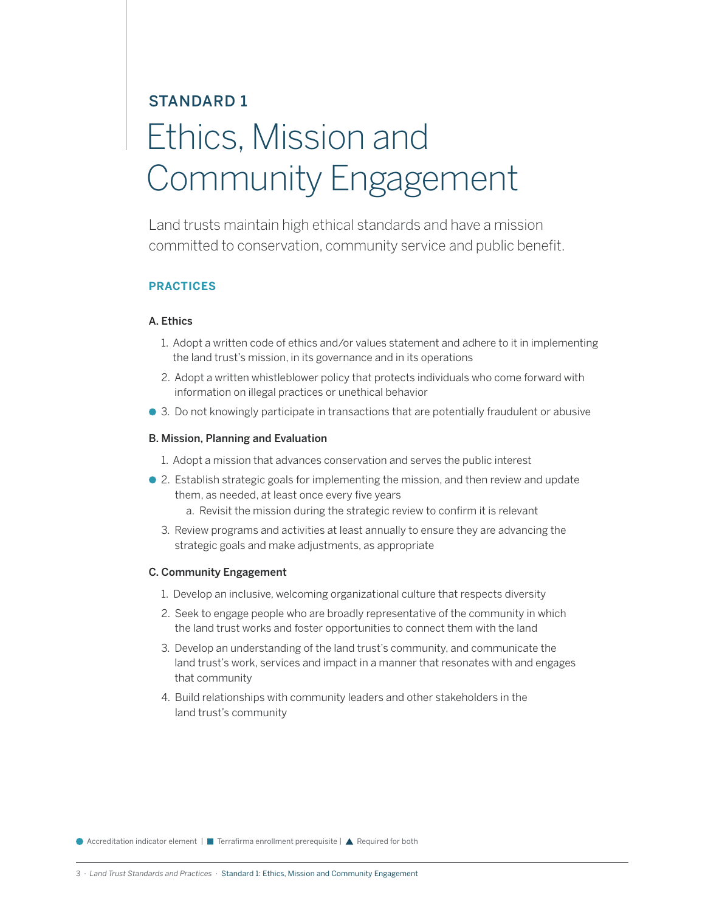## STANDARD 1

# Ethics, Mission and Community Engagement

Land trusts maintain high ethical standards and have a mission committed to conservation, community service and public benefit.

### PRACTICES

**A. Ethics**

1. Adopt a written code of ethics and/or values statement and adhere to it in implementing the land trust's mission, in its governance and in its operations
2. Adopt a written whistleblower policy that protects individuals who come forward with information on illegal practices or unethical behavior
3. ● Do not knowingly participate in transactions that are potentially fraudulent or abusive

**B. Mission, Planning and Evaluation**

1. Adopt a mission that advances conservation and serves the public interest
2. ● Establish strategic goals for implementing the mission, and then review and update them, as needed, at least once every five years
   a. Revisit the mission during the strategic review to confirm it is relevant
3. Review programs and activities at least annually to ensure they are advancing the strategic goals and make adjustments, as appropriate

**C. Community Engagement**

1. Develop an inclusive, welcoming organizational culture that respects diversity
2. Seek to engage people who are broadly representative of the community in which the land trust works and foster opportunities to connect them with the land
3. Develop an understanding of the land trust's community, and communicate the land trust's work, services and impact in a manner that resonates with and engages that community
4. Build relationships with community leaders and other stakeholders in the land trust's community

● Accreditation indicator element | ■ Terrafirma enrollment prerequisite | ▲ Required for both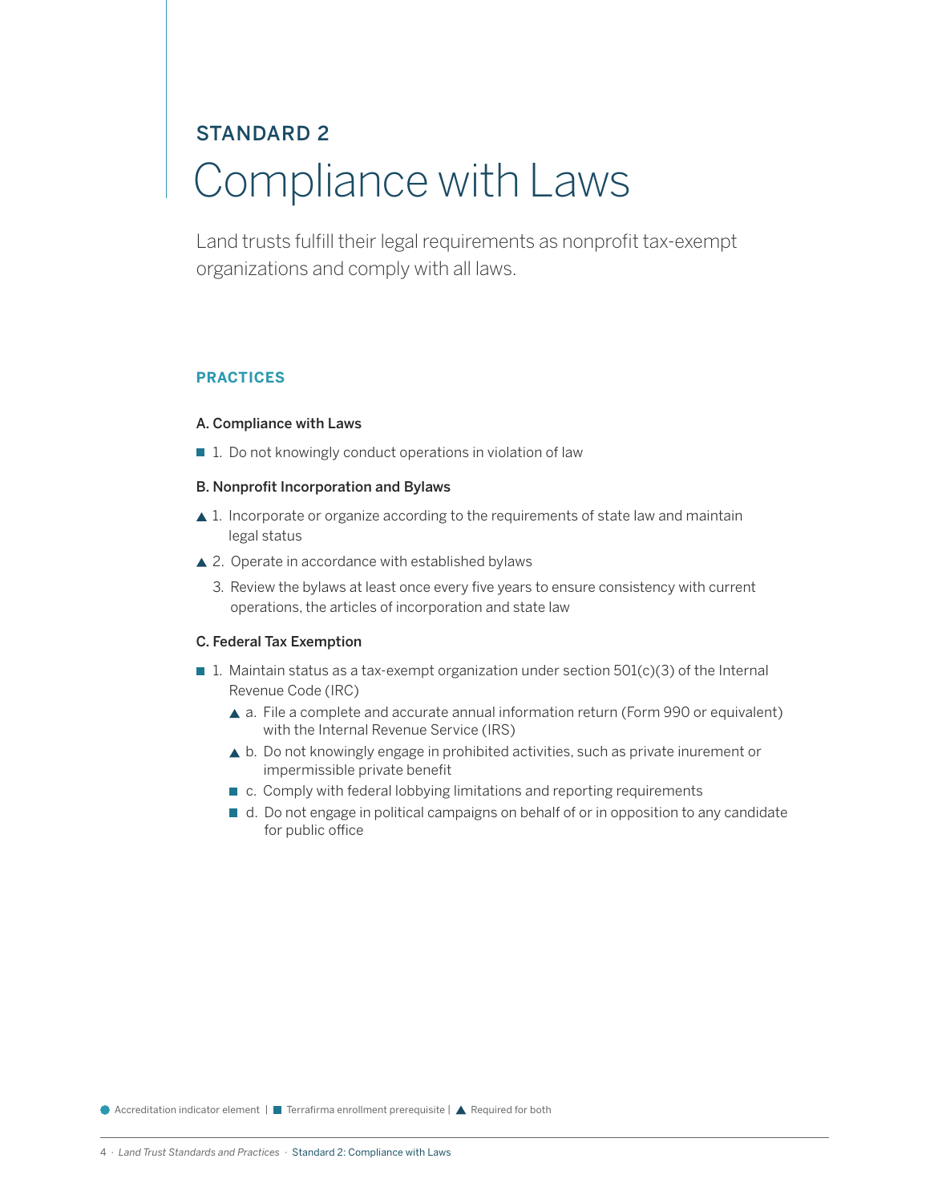## STANDARD 2

# Compliance with Laws

Land trusts fulfill their legal requirements as nonprofit tax-exempt organizations and comply with all laws.

### PRACTICES

**A. Compliance with Laws**

- ■ 1. Do not knowingly conduct operations in violation of law

**B. Nonprofit Incorporation and Bylaws**

- ▲ 1. Incorporate or organize according to the requirements of state law and maintain legal status
- ▲ 2. Operate in accordance with established bylaws
- 3. Review the bylaws at least once every five years to ensure consistency with current operations, the articles of incorporation and state law

**C. Federal Tax Exemption**

- ■ 1. Maintain status as a tax-exempt organization under section 501(c)(3) of the Internal Revenue Code (IRC)
  - ▲ a. File a complete and accurate annual information return (Form 990 or equivalent) with the Internal Revenue Service (IRS)
  - ▲ b. Do not knowingly engage in prohibited activities, such as private inurement or impermissible private benefit
  - ■ c. Comply with federal lobbying limitations and reporting requirements
  - ■ d. Do not engage in political campaigns on behalf of or in opposition to any candidate for public office

● Accreditation indicator element | ■ Terrafirma enrollment prerequisite | ▲ Required for both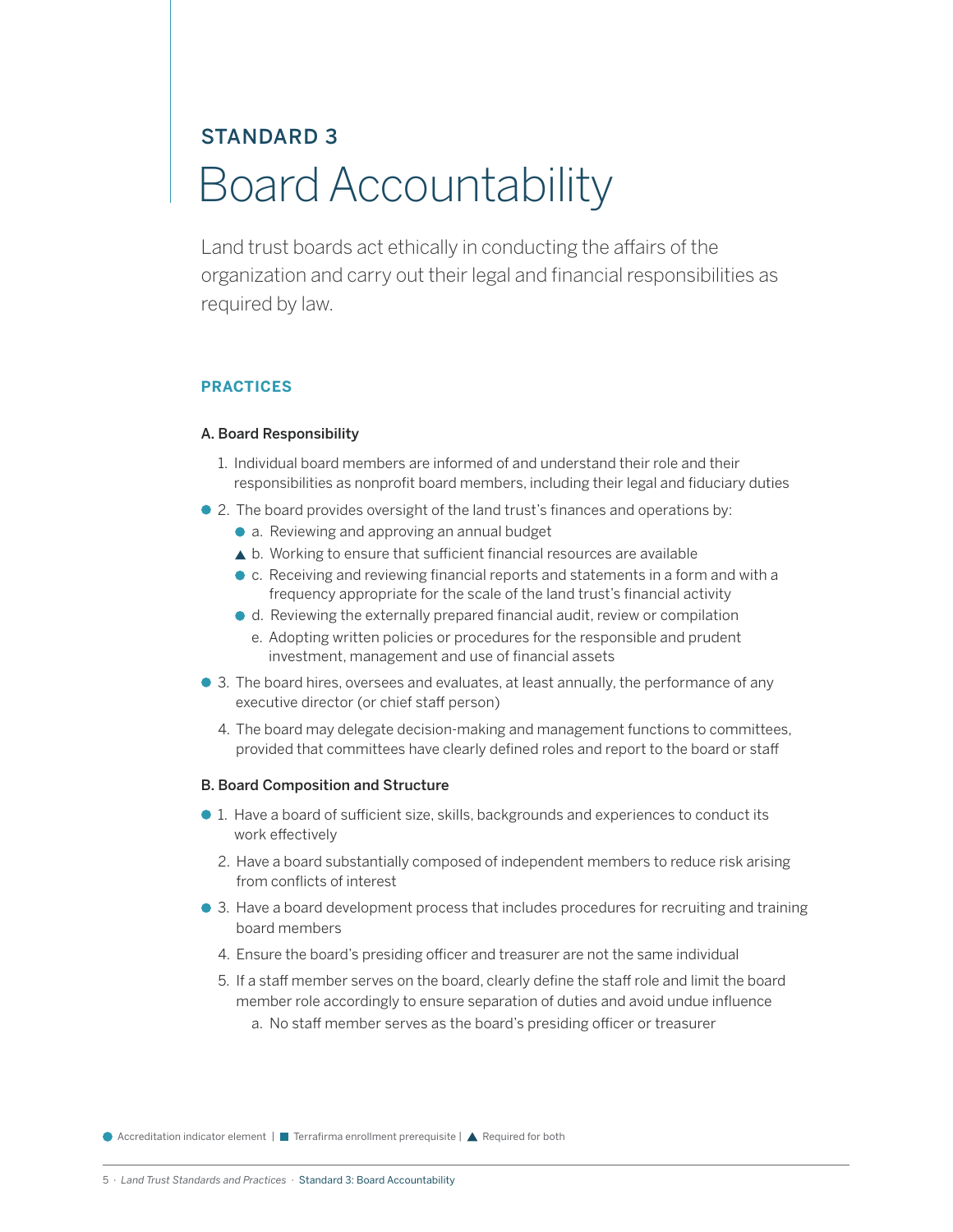## STANDARD 3

# Board Accountability

Land trust boards act ethically in conducting the affairs of the organization and carry out their legal and financial responsibilities as required by law.

### PRACTICES

**A. Board Responsibility**

1. Individual board members are informed of and understand their role and their responsibilities as nonprofit board members, including their legal and fiduciary duties
2. ● The board provides oversight of the land trust's finances and operations by:
   - ● a. Reviewing and approving an annual budget
   - ▲ b. Working to ensure that sufficient financial resources are available
   - ● c. Receiving and reviewing financial reports and statements in a form and with a frequency appropriate for the scale of the land trust's financial activity
   - ● d. Reviewing the externally prepared financial audit, review or compilation
   - e. Adopting written policies or procedures for the responsible and prudent investment, management and use of financial assets
3. ● The board hires, oversees and evaluates, at least annually, the performance of any executive director (or chief staff person)
4. The board may delegate decision-making and management functions to committees, provided that committees have clearly defined roles and report to the board or staff

**B. Board Composition and Structure**

1. ● Have a board of sufficient size, skills, backgrounds and experiences to conduct its work effectively
2. Have a board substantially composed of independent members to reduce risk arising from conflicts of interest
3. ● Have a board development process that includes procedures for recruiting and training board members
4. Ensure the board's presiding officer and treasurer are not the same individual
5. If a staff member serves on the board, clearly define the staff role and limit the board member role accordingly to ensure separation of duties and avoid undue influence
   - a. No staff member serves as the board's presiding officer or treasurer

● Accreditation indicator element | ■ Terrafirma enrollment prerequisite | ▲ Required for both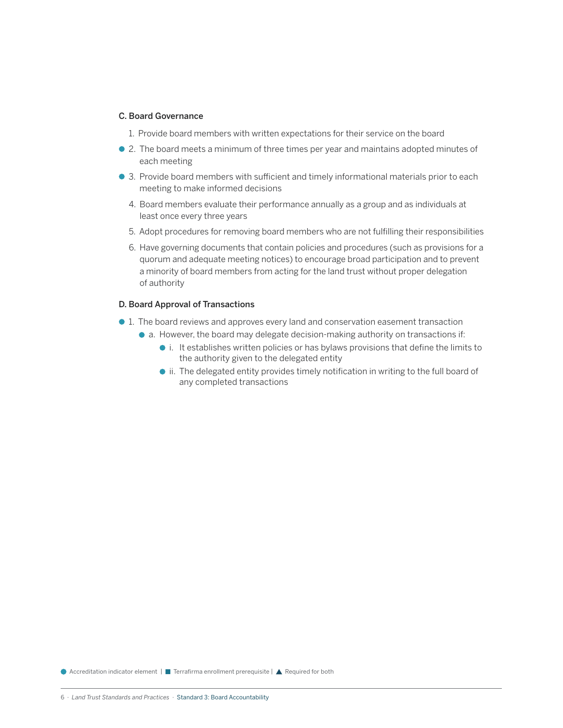### C. Board Governance

1. Provide board members with written expectations for their service on the board
2. ● The board meets a minimum of three times per year and maintains adopted minutes of each meeting
3. ● Provide board members with sufficient and timely informational materials prior to each meeting to make informed decisions
4. Board members evaluate their performance annually as a group and as individuals at least once every three years
5. Adopt procedures for removing board members who are not fulfilling their responsibilities
6. Have governing documents that contain policies and procedures (such as provisions for a quorum and adequate meeting notices) to encourage broad participation and to prevent a minority of board members from acting for the land trust without proper delegation of authority

### D. Board Approval of Transactions

1. ● The board reviews and approves every land and conservation easement transaction
   - ● a. However, the board may delegate decision-making authority on transactions if:
     - ● i. It establishes written policies or has bylaws provisions that define the limits to the authority given to the delegated entity
     - ● ii. The delegated entity provides timely notification in writing to the full board of any completed transactions

● Accreditation indicator element | ■ Terrafirma enrollment prerequisite | ▲ Required for both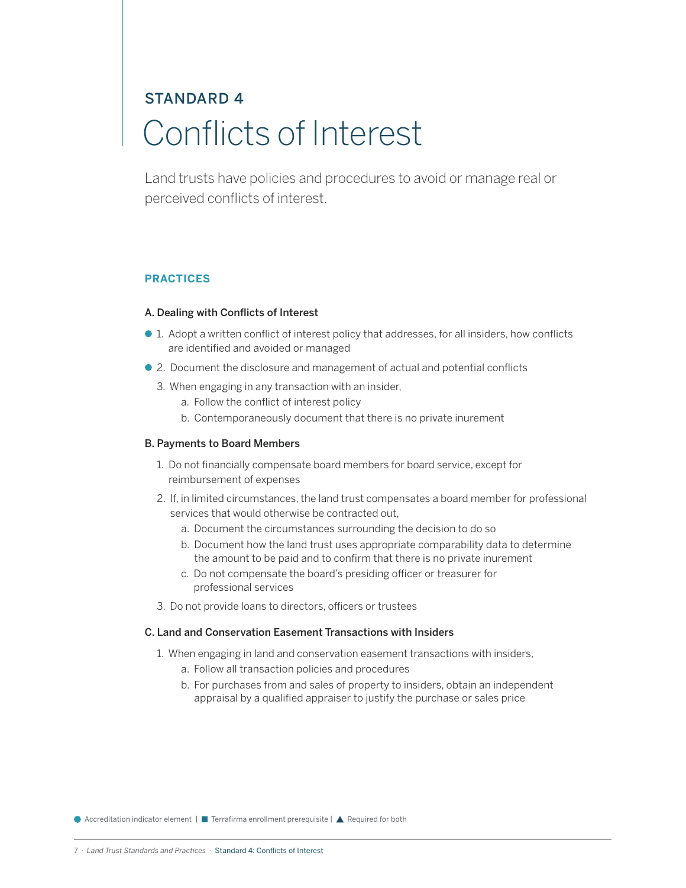## STANDARD 4

# Conflicts of Interest

Land trusts have policies and procedures to avoid or manage real or perceived conflicts of interest.

### PRACTICES

**A. Dealing with Conflicts of Interest**

- ● 1. Adopt a written conflict of interest policy that addresses, for all insiders, how conflicts are identified and avoided or managed
- ● 2. Document the disclosure and management of actual and potential conflicts
- 3. When engaging in any transaction with an insider,
  - a. Follow the conflict of interest policy
  - b. Contemporaneously document that there is no private inurement

**B. Payments to Board Members**

1. Do not financially compensate board members for board service, except for reimbursement of expenses
2. If, in limited circumstances, the land trust compensates a board member for professional services that would otherwise be contracted out,
   - a. Document the circumstances surrounding the decision to do so
   - b. Document how the land trust uses appropriate comparability data to determine the amount to be paid and to confirm that there is no private inurement
   - c. Do not compensate the board's presiding officer or treasurer for professional services
3. Do not provide loans to directors, officers or trustees

**C. Land and Conservation Easement Transactions with Insiders**

1. When engaging in land and conservation easement transactions with insiders,
   - a. Follow all transaction policies and procedures
   - b. For purchases from and sales of property to insiders, obtain an independent appraisal by a qualified appraiser to justify the purchase or sales price

● Accreditation indicator element | ■ Terrafirma enrollment prerequisite | ▲ Required for both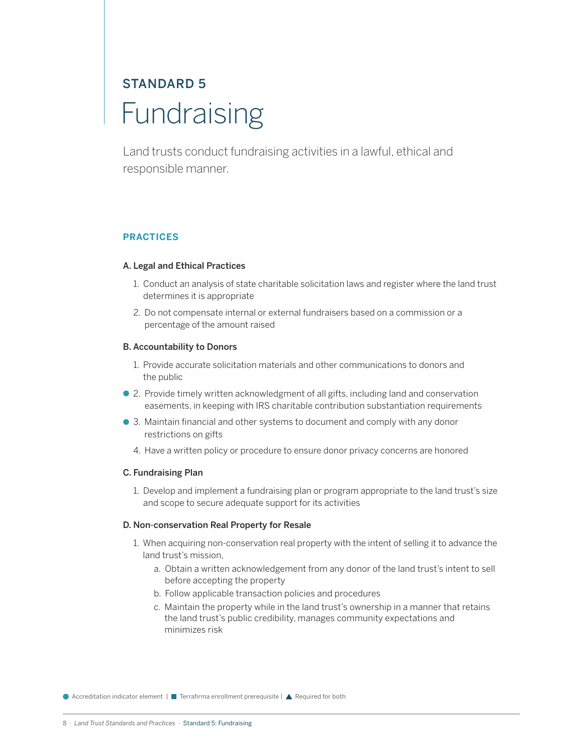## STANDARD 5

# Fundraising

Land trusts conduct fundraising activities in a lawful, ethical and responsible manner.

### PRACTICES

#### A. Legal and Ethical Practices

1. Conduct an analysis of state charitable solicitation laws and register where the land trust determines it is appropriate
2. Do not compensate internal or external fundraisers based on a commission or a percentage of the amount raised

#### B. Accountability to Donors

1. Provide accurate solicitation materials and other communications to donors and the public
2. ● Provide timely written acknowledgment of all gifts, including land and conservation easements, in keeping with IRS charitable contribution substantiation requirements
3. ● Maintain financial and other systems to document and comply with any donor restrictions on gifts
4. Have a written policy or procedure to ensure donor privacy concerns are honored

#### C. Fundraising Plan

1. Develop and implement a fundraising plan or program appropriate to the land trust's size and scope to secure adequate support for its activities

#### D. Non-conservation Real Property for Resale

1. When acquiring non-conservation real property with the intent of selling it to advance the land trust's mission,
   a. Obtain a written acknowledgement from any donor of the land trust's intent to sell before accepting the property
   b. Follow applicable transaction policies and procedures
   c. Maintain the property while in the land trust's ownership in a manner that retains the land trust's public credibility, manages community expectations and minimizes risk

● Accreditation indicator element | ■ Terrafirma enrollment prerequisite | ▲ Required for both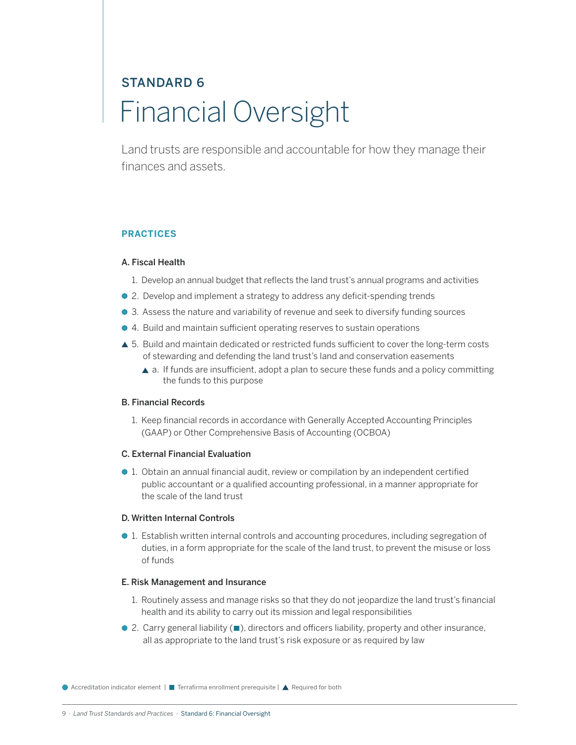## STANDARD 6

# Financial Oversight

Land trusts are responsible and accountable for how they manage their finances and assets.

### PRACTICES

**A. Fiscal Health**

1. Develop an annual budget that reflects the land trust's annual programs and activities
- ● 2. Develop and implement a strategy to address any deficit-spending trends
- ● 3. Assess the nature and variability of revenue and seek to diversify funding sources
- ● 4. Build and maintain sufficient operating reserves to sustain operations
- ▲ 5. Build and maintain dedicated or restricted funds sufficient to cover the long-term costs of stewarding and defending the land trust's land and conservation easements
  - ▲ a. If funds are insufficient, adopt a plan to secure these funds and a policy committing the funds to this purpose

**B. Financial Records**

1. Keep financial records in accordance with Generally Accepted Accounting Principles (GAAP) or Other Comprehensive Basis of Accounting (OCBOA)

**C. External Financial Evaluation**

- ● 1. Obtain an annual financial audit, review or compilation by an independent certified public accountant or a qualified accounting professional, in a manner appropriate for the scale of the land trust

**D. Written Internal Controls**

- ● 1. Establish written internal controls and accounting procedures, including segregation of duties, in a form appropriate for the scale of the land trust, to prevent the misuse or loss of funds

**E. Risk Management and Insurance**

1. Routinely assess and manage risks so that they do not jeopardize the land trust's financial health and its ability to carry out its mission and legal responsibilities
- ● 2. Carry general liability (■), directors and officers liability, property and other insurance, all as appropriate to the land trust's risk exposure or as required by law

● Accreditation indicator element | ■ Terrafirma enrollment prerequisite | ▲ Required for both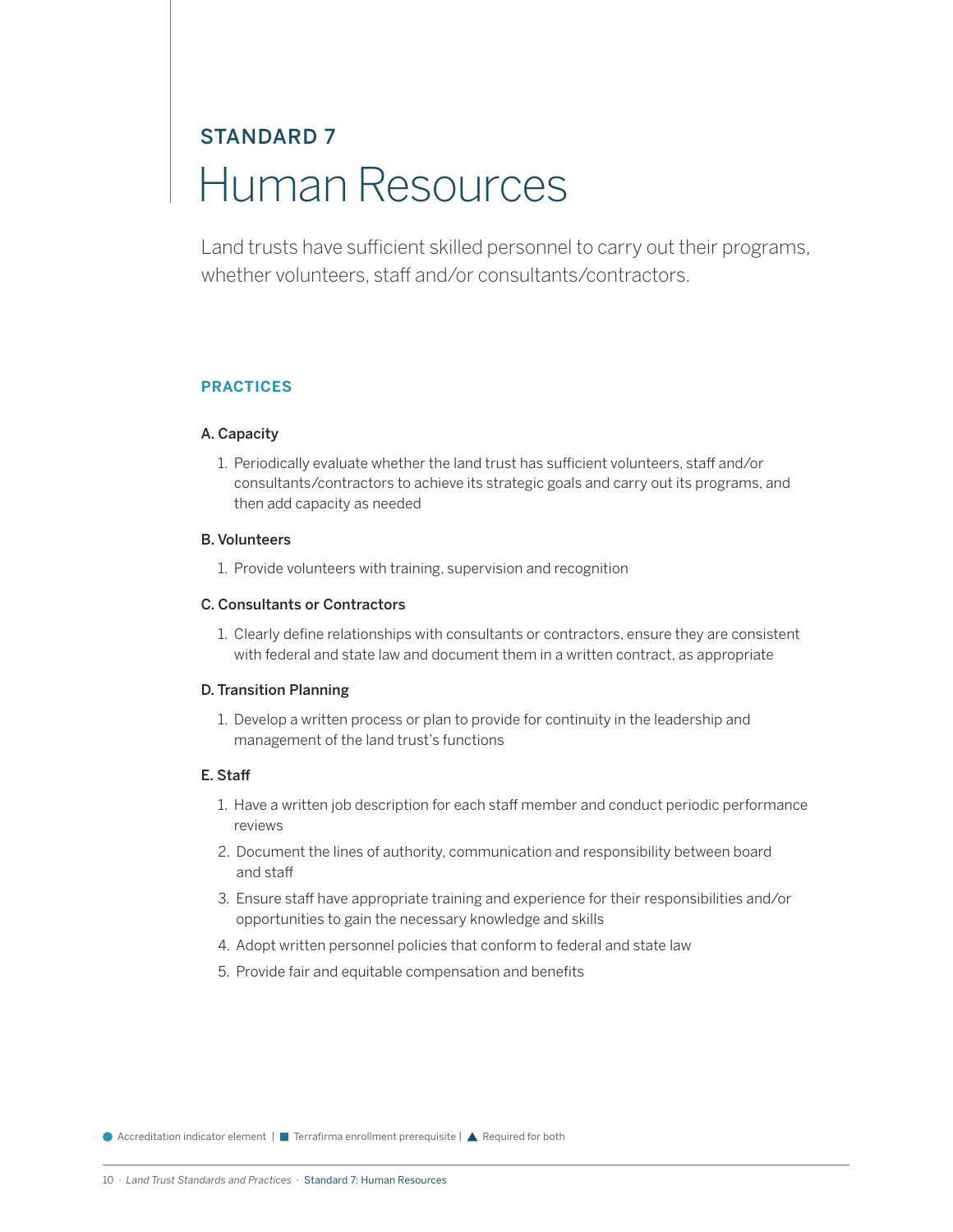## STANDARD 7

# Human Resources

Land trusts have sufficient skilled personnel to carry out their programs, whether volunteers, staff and/or consultants/contractors.

### PRACTICES

#### A. Capacity

1. Periodically evaluate whether the land trust has sufficient volunteers, staff and/or consultants/contractors to achieve its strategic goals and carry out its programs, and then add capacity as needed

#### B. Volunteers

1. Provide volunteers with training, supervision and recognition

#### C. Consultants or Contractors

1. Clearly define relationships with consultants or contractors, ensure they are consistent with federal and state law and document them in a written contract, as appropriate

#### D. Transition Planning

1. Develop a written process or plan to provide for continuity in the leadership and management of the land trust's functions

#### E. Staff

1. Have a written job description for each staff member and conduct periodic performance reviews
2. Document the lines of authority, communication and responsibility between board and staff
3. Ensure staff have appropriate training and experience for their responsibilities and/or opportunities to gain the necessary knowledge and skills
4. Adopt written personnel policies that conform to federal and state law
5. Provide fair and equitable compensation and benefits

● Accreditation indicator element | ■ Terrafirma enrollment prerequisite | ▲ Required for both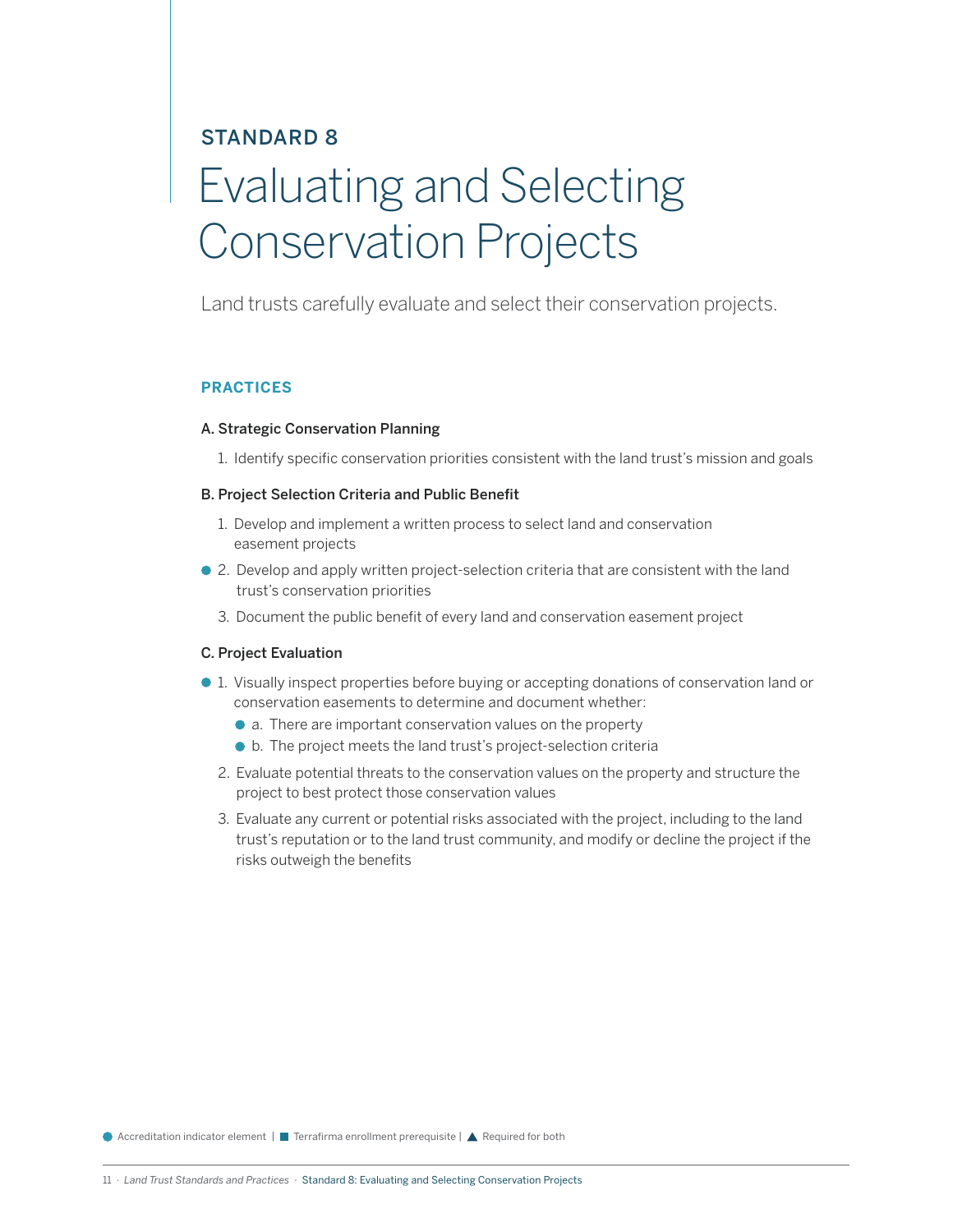## STANDARD 8

# Evaluating and Selecting Conservation Projects

Land trusts carefully evaluate and select their conservation projects.

### PRACTICES

**A. Strategic Conservation Planning**

1. Identify specific conservation priorities consistent with the land trust's mission and goals

**B. Project Selection Criteria and Public Benefit**

1. Develop and implement a written process to select land and conservation easement projects
2. ● Develop and apply written project-selection criteria that are consistent with the land trust's conservation priorities
3. Document the public benefit of every land and conservation easement project

**C. Project Evaluation**

1. ● Visually inspect properties before buying or accepting donations of conservation land or conservation easements to determine and document whether:
   - ● a. There are important conservation values on the property
   - ● b. The project meets the land trust's project-selection criteria
2. Evaluate potential threats to the conservation values on the property and structure the project to best protect those conservation values
3. Evaluate any current or potential risks associated with the project, including to the land trust's reputation or to the land trust community, and modify or decline the project if the risks outweigh the benefits

● Accreditation indicator element | ■ Terrafirma enrollment prerequisite | ▲ Required for both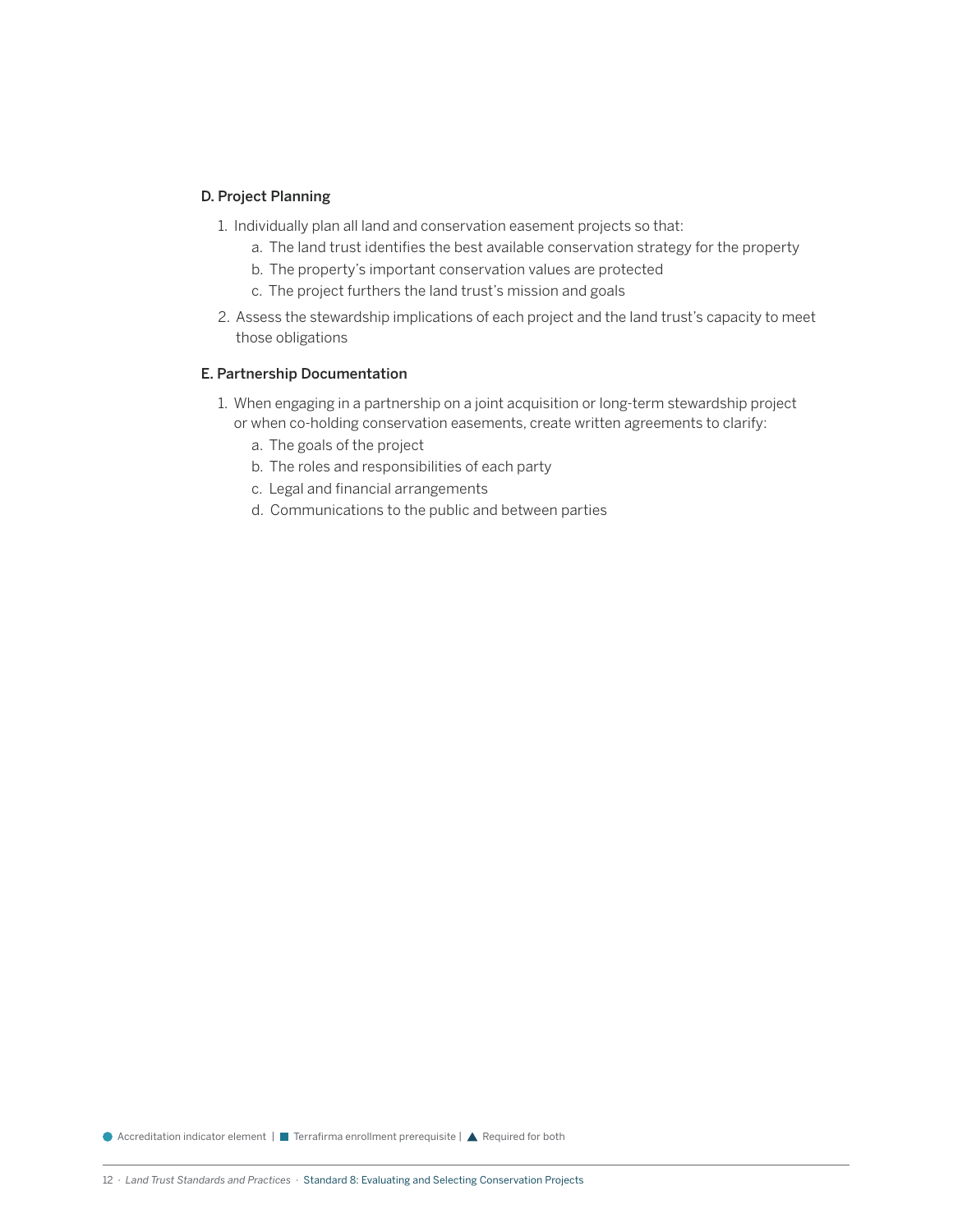### D. Project Planning

1. Individually plan all land and conservation easement projects so that:
   a. The land trust identifies the best available conservation strategy for the property
   b. The property's important conservation values are protected
   c. The project furthers the land trust's mission and goals
2. Assess the stewardship implications of each project and the land trust's capacity to meet those obligations

### E. Partnership Documentation

1. When engaging in a partnership on a joint acquisition or long-term stewardship project or when co-holding conservation easements, create written agreements to clarify:
   a. The goals of the project
   b. The roles and responsibilities of each party
   c. Legal and financial arrangements
   d. Communications to the public and between parties

● Accreditation indicator element | ■ Terrafirma enrollment prerequisite | ▲ Required for both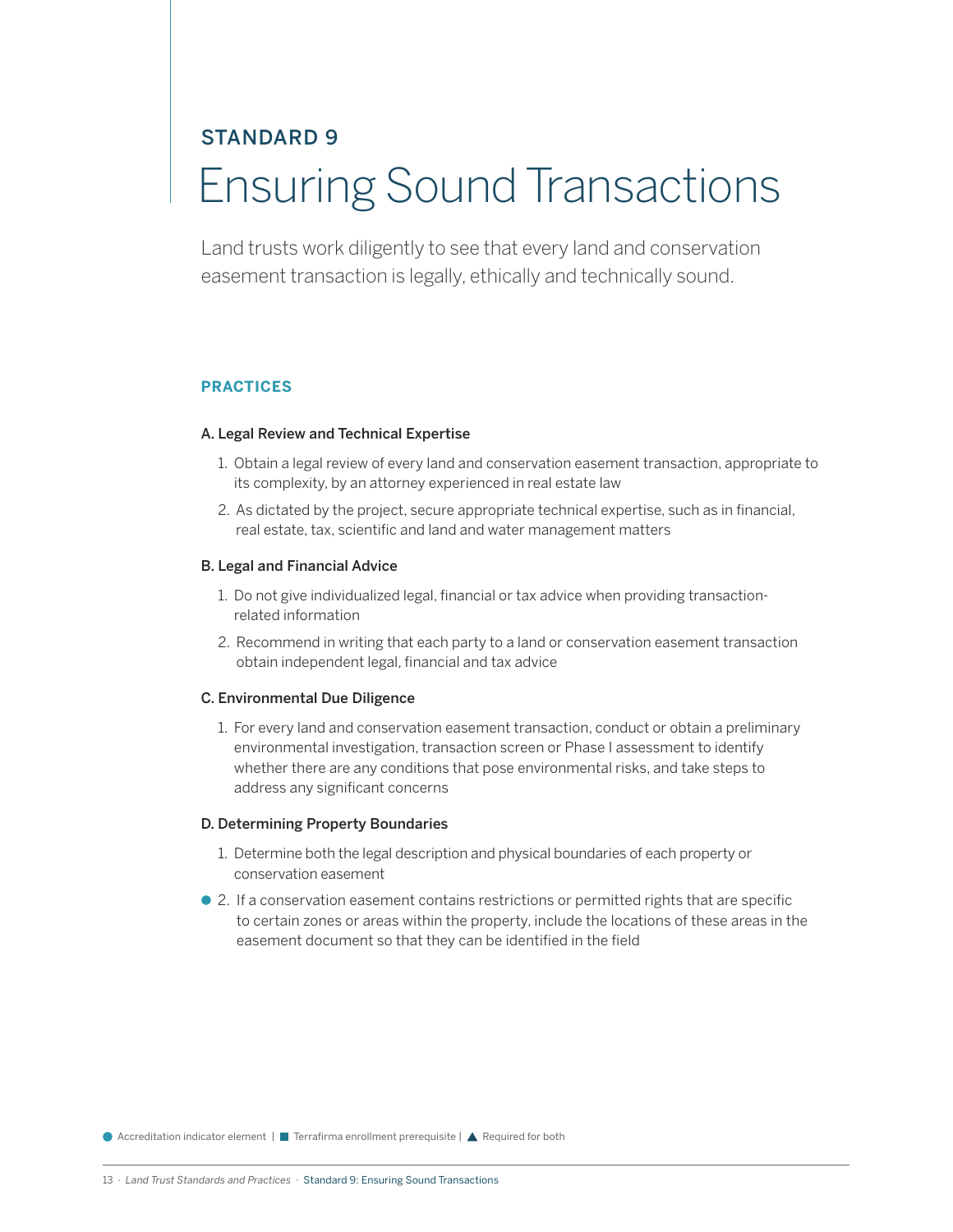## STANDARD 9

# Ensuring Sound Transactions

Land trusts work diligently to see that every land and conservation easement transaction is legally, ethically and technically sound.

### PRACTICES

**A. Legal Review and Technical Expertise**

1. Obtain a legal review of every land and conservation easement transaction, appropriate to its complexity, by an attorney experienced in real estate law
2. As dictated by the project, secure appropriate technical expertise, such as in financial, real estate, tax, scientific and land and water management matters

**B. Legal and Financial Advice**

1. Do not give individualized legal, financial or tax advice when providing transaction-related information
2. Recommend in writing that each party to a land or conservation easement transaction obtain independent legal, financial and tax advice

**C. Environmental Due Diligence**

1. For every land and conservation easement transaction, conduct or obtain a preliminary environmental investigation, transaction screen or Phase I assessment to identify whether there are any conditions that pose environmental risks, and take steps to address any significant concerns

**D. Determining Property Boundaries**

1. Determine both the legal description and physical boundaries of each property or conservation easement
2. ● If a conservation easement contains restrictions or permitted rights that are specific to certain zones or areas within the property, include the locations of these areas in the easement document so that they can be identified in the field

● Accreditation indicator element | ■ Terrafirma enrollment prerequisite | ▲ Required for both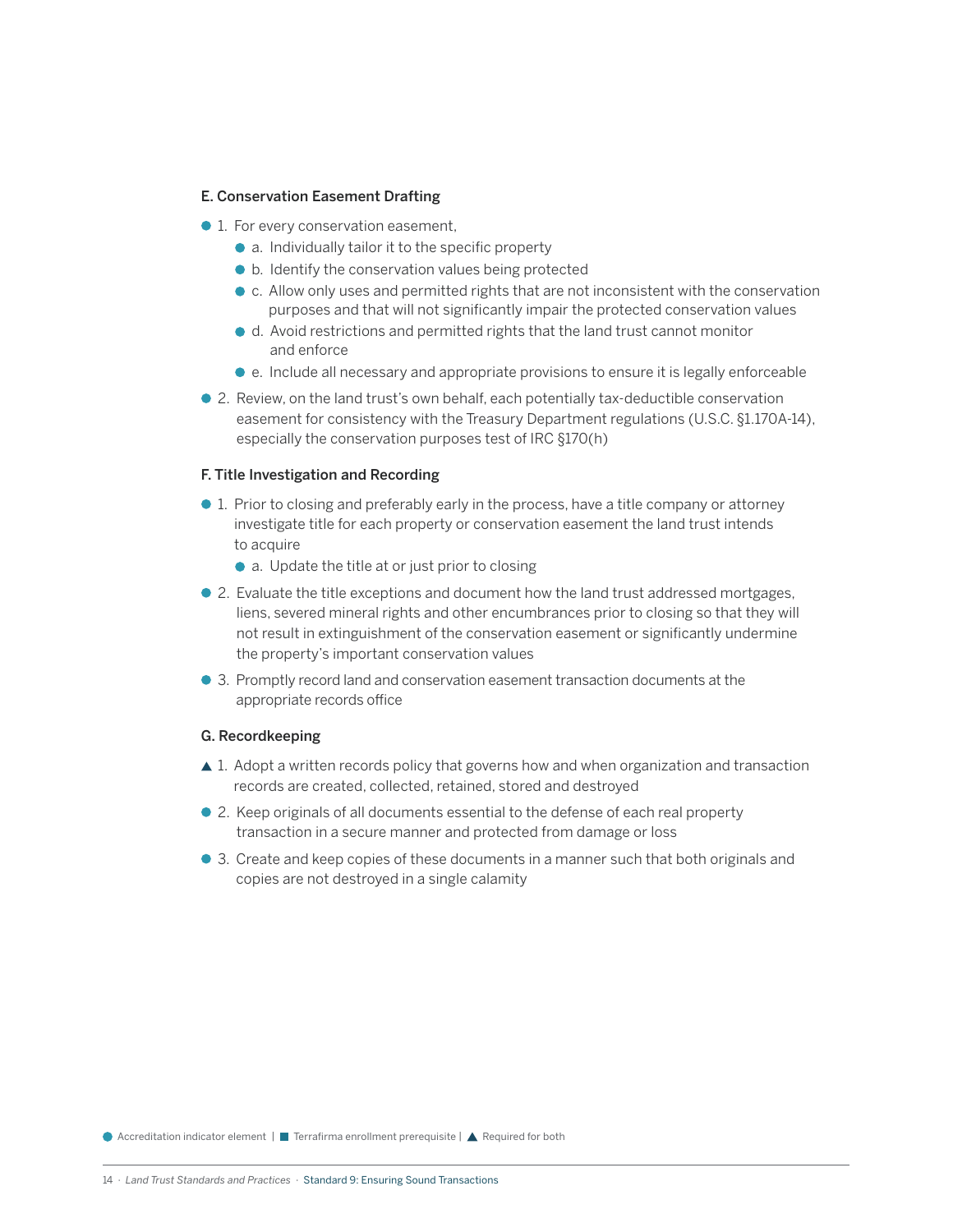### E. Conservation Easement Drafting

- ● 1. For every conservation easement,
  - ● a. Individually tailor it to the specific property
  - ● b. Identify the conservation values being protected
  - ● c. Allow only uses and permitted rights that are not inconsistent with the conservation purposes and that will not significantly impair the protected conservation values
  - ● d. Avoid restrictions and permitted rights that the land trust cannot monitor and enforce
  - ● e. Include all necessary and appropriate provisions to ensure it is legally enforceable
- ● 2. Review, on the land trust's own behalf, each potentially tax-deductible conservation easement for consistency with the Treasury Department regulations (U.S.C. §1.170A-14), especially the conservation purposes test of IRC §170(h)

### F. Title Investigation and Recording

- ● 1. Prior to closing and preferably early in the process, have a title company or attorney investigate title for each property or conservation easement the land trust intends to acquire
  - ● a. Update the title at or just prior to closing
- ● 2. Evaluate the title exceptions and document how the land trust addressed mortgages, liens, severed mineral rights and other encumbrances prior to closing so that they will not result in extinguishment of the conservation easement or significantly undermine the property's important conservation values
- ● 3. Promptly record land and conservation easement transaction documents at the appropriate records office

### G. Recordkeeping

- ▲ 1. Adopt a written records policy that governs how and when organization and transaction records are created, collected, retained, stored and destroyed
- ● 2. Keep originals of all documents essential to the defense of each real property transaction in a secure manner and protected from damage or loss
- ● 3. Create and keep copies of these documents in a manner such that both originals and copies are not destroyed in a single calamity

● Accreditation indicator element | ■ Terrafirma enrollment prerequisite | ▲ Required for both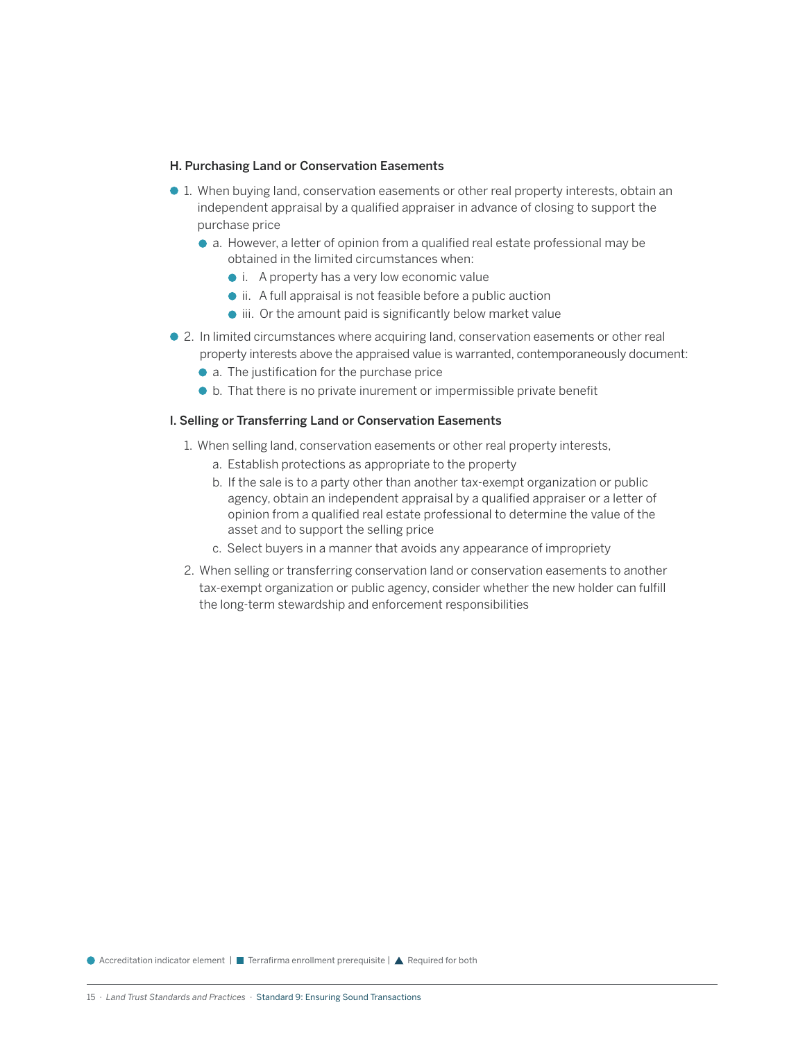### H. Purchasing Land or Conservation Easements

- ● 1. When buying land, conservation easements or other real property interests, obtain an independent appraisal by a qualified appraiser in advance of closing to support the purchase price
  - ● a. However, a letter of opinion from a qualified real estate professional may be obtained in the limited circumstances when:
    - ● i. A property has a very low economic value
    - ● ii. A full appraisal is not feasible before a public auction
    - ● iii. Or the amount paid is significantly below market value
- ● 2. In limited circumstances where acquiring land, conservation easements or other real property interests above the appraised value is warranted, contemporaneously document:
  - ● a. The justification for the purchase price
  - ● b. That there is no private inurement or impermissible private benefit

### I. Selling or Transferring Land or Conservation Easements

1. When selling land, conservation easements or other real property interests,
   a. Establish protections as appropriate to the property
   b. If the sale is to a party other than another tax-exempt organization or public agency, obtain an independent appraisal by a qualified appraiser or a letter of opinion from a qualified real estate professional to determine the value of the asset and to support the selling price
   c. Select buyers in a manner that avoids any appearance of impropriety
2. When selling or transferring conservation land or conservation easements to another tax-exempt organization or public agency, consider whether the new holder can fulfill the long-term stewardship and enforcement responsibilities

● Accreditation indicator element | ■ Terrafirma enrollment prerequisite | ▲ Required for both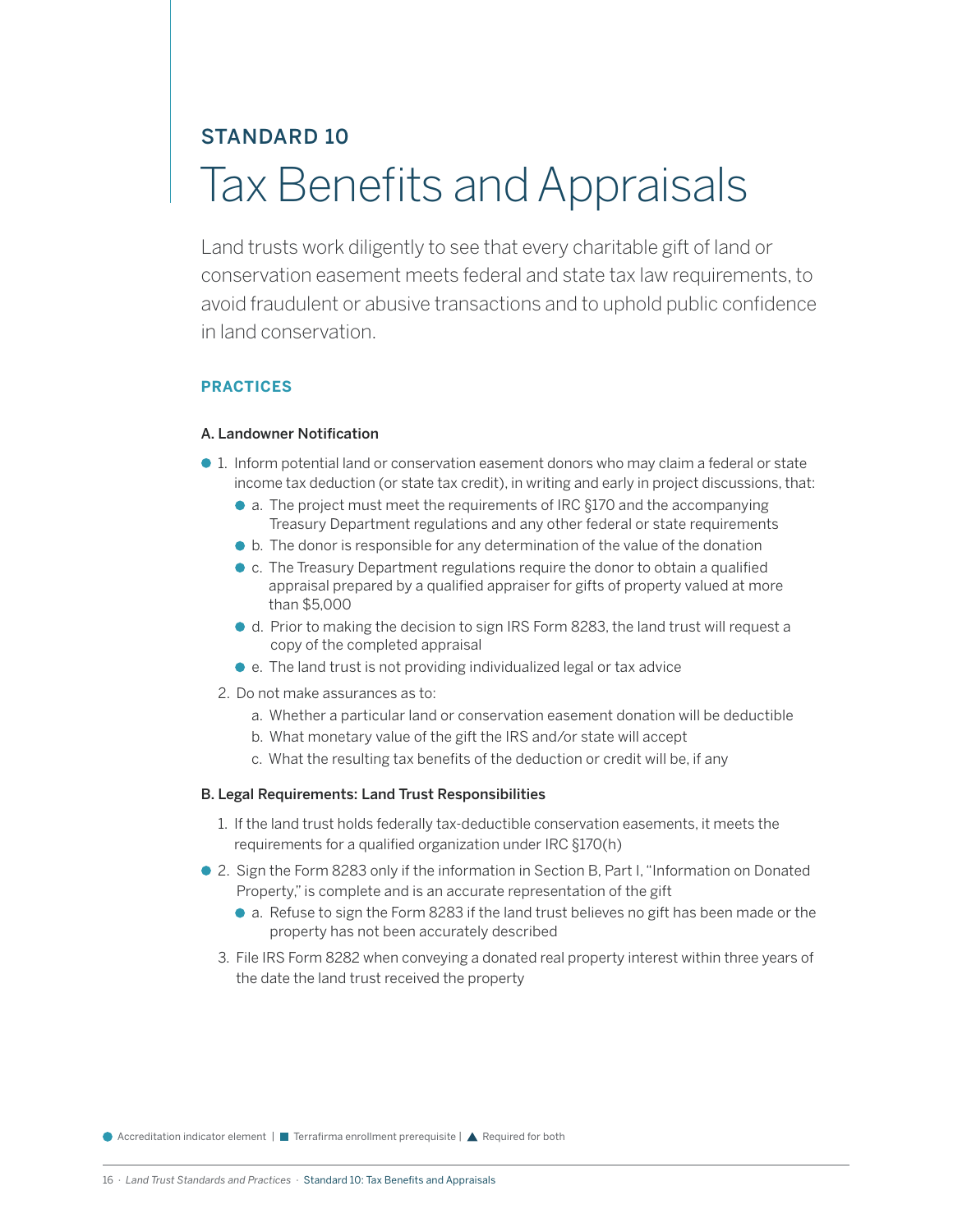## STANDARD 10

# Tax Benefits and Appraisals

Land trusts work diligently to see that every charitable gift of land or conservation easement meets federal and state tax law requirements, to avoid fraudulent or abusive transactions and to uphold public confidence in land conservation.

### PRACTICES

#### A. Landowner Notification

- ● 1. Inform potential land or conservation easement donors who may claim a federal or state income tax deduction (or state tax credit), in writing and early in project discussions, that:
  - ● a. The project must meet the requirements of IRC §170 and the accompanying Treasury Department regulations and any other federal or state requirements
  - ● b. The donor is responsible for any determination of the value of the donation
  - ● c. The Treasury Department regulations require the donor to obtain a qualified appraisal prepared by a qualified appraiser for gifts of property valued at more than $5,000
  - ● d. Prior to making the decision to sign IRS Form 8283, the land trust will request a copy of the completed appraisal
  - ● e. The land trust is not providing individualized legal or tax advice
- 2. Do not make assurances as to:
  - a. Whether a particular land or conservation easement donation will be deductible
  - b. What monetary value of the gift the IRS and/or state will accept
  - c. What the resulting tax benefits of the deduction or credit will be, if any

#### B. Legal Requirements: Land Trust Responsibilities

- 1. If the land trust holds federally tax-deductible conservation easements, it meets the requirements for a qualified organization under IRC §170(h)
- ● 2. Sign the Form 8283 only if the information in Section B, Part I, "Information on Donated Property," is complete and is an accurate representation of the gift
  - ● a. Refuse to sign the Form 8283 if the land trust believes no gift has been made or the property has not been accurately described
- 3. File IRS Form 8282 when conveying a donated real property interest within three years of the date the land trust received the property

● Accreditation indicator element | ■ Terrafirma enrollment prerequisite | ▲ Required for both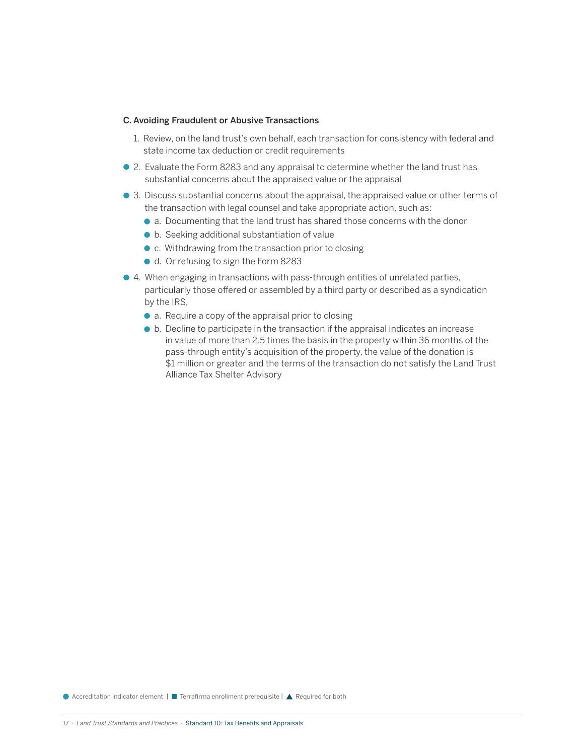### C. Avoiding Fraudulent or Abusive Transactions

1. Review, on the land trust's own behalf, each transaction for consistency with federal and state income tax deduction or credit requirements
2. ● Evaluate the Form 8283 and any appraisal to determine whether the land trust has substantial concerns about the appraised value or the appraisal
3. ● Discuss substantial concerns about the appraisal, the appraised value or other terms of the transaction with legal counsel and take appropriate action, such as:
   - ● a. Documenting that the land trust has shared those concerns with the donor
   - ● b. Seeking additional substantiation of value
   - ● c. Withdrawing from the transaction prior to closing
   - ● d. Or refusing to sign the Form 8283
4. ● When engaging in transactions with pass-through entities of unrelated parties, particularly those offered or assembled by a third party or described as a syndication by the IRS,
   - ● a. Require a copy of the appraisal prior to closing
   - ● b. Decline to participate in the transaction if the appraisal indicates an increase in value of more than 2.5 times the basis in the property within 36 months of the pass-through entity's acquisition of the property, the value of the donation is $1 million or greater and the terms of the transaction do not satisfy the Land Trust Alliance Tax Shelter Advisory

● Accreditation indicator element | ■ Terrafirma enrollment prerequisite | ▲ Required for both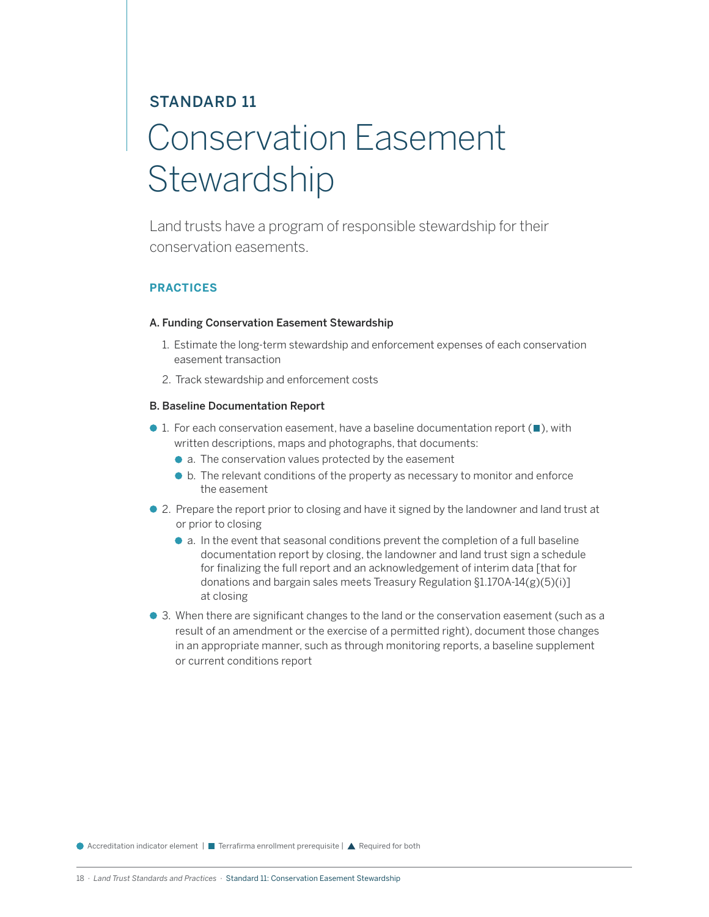## STANDARD 11

# Conservation Easement Stewardship

Land trusts have a program of responsible stewardship for their conservation easements.

### PRACTICES

**A. Funding Conservation Easement Stewardship**

1. Estimate the long-term stewardship and enforcement expenses of each conservation easement transaction
2. Track stewardship and enforcement costs

**B. Baseline Documentation Report**

● 1. For each conservation easement, have a baseline documentation report (■), with written descriptions, maps and photographs, that documents:
   - ● a. The conservation values protected by the easement
   - ● b. The relevant conditions of the property as necessary to monitor and enforce the easement

● 2. Prepare the report prior to closing and have it signed by the landowner and land trust at or prior to closing
   - ● a. In the event that seasonal conditions prevent the completion of a full baseline documentation report by closing, the landowner and land trust sign a schedule for finalizing the full report and an acknowledgement of interim data [that for donations and bargain sales meets Treasury Regulation §1.170A-14(g)(5)(i)] at closing

● 3. When there are significant changes to the land or the conservation easement (such as a result of an amendment or the exercise of a permitted right), document those changes in an appropriate manner, such as through monitoring reports, a baseline supplement or current conditions report

● Accreditation indicator element | ■ Terrafirma enrollment prerequisite | ▲ Required for both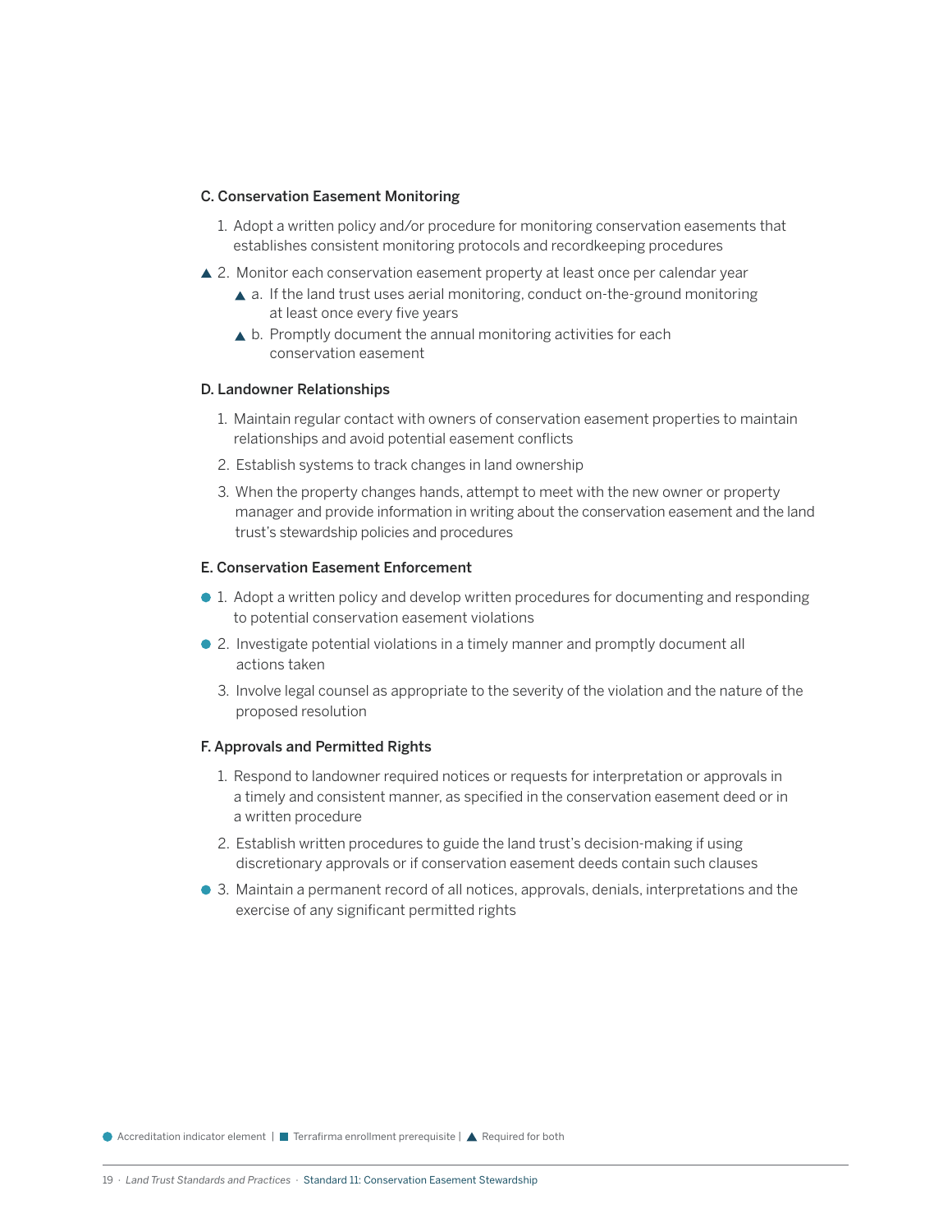### C. Conservation Easement Monitoring

1. Adopt a written policy and/or procedure for monitoring conservation easements that establishes consistent monitoring protocols and recordkeeping procedures
2. ▲ Monitor each conservation easement property at least once per calendar year
   - ▲ a. If the land trust uses aerial monitoring, conduct on-the-ground monitoring at least once every five years
   - ▲ b. Promptly document the annual monitoring activities for each conservation easement

### D. Landowner Relationships

1. Maintain regular contact with owners of conservation easement properties to maintain relationships and avoid potential easement conflicts
2. Establish systems to track changes in land ownership
3. When the property changes hands, attempt to meet with the new owner or property manager and provide information in writing about the conservation easement and the land trust's stewardship policies and procedures

### E. Conservation Easement Enforcement

1. ● Adopt a written policy and develop written procedures for documenting and responding to potential conservation easement violations
2. ● Investigate potential violations in a timely manner and promptly document all actions taken
3. Involve legal counsel as appropriate to the severity of the violation and the nature of the proposed resolution

### F. Approvals and Permitted Rights

1. Respond to landowner required notices or requests for interpretation or approvals in a timely and consistent manner, as specified in the conservation easement deed or in a written procedure
2. Establish written procedures to guide the land trust's decision-making if using discretionary approvals or if conservation easement deeds contain such clauses
3. ● Maintain a permanent record of all notices, approvals, denials, interpretations and the exercise of any significant permitted rights

● Accreditation indicator element | ■ Terrafirma enrollment prerequisite | ▲ Required for both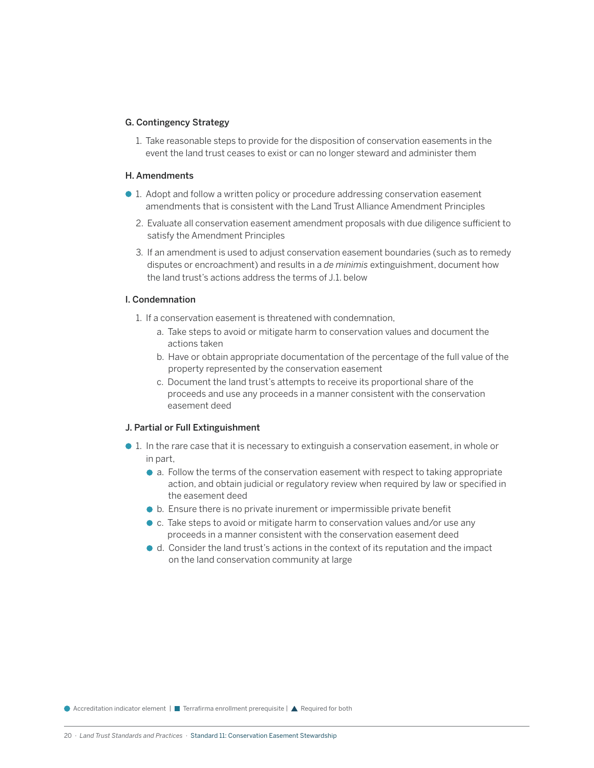### G. Contingency Strategy

1. Take reasonable steps to provide for the disposition of conservation easements in the event the land trust ceases to exist or can no longer steward and administer them

### H. Amendments

● 1. Adopt and follow a written policy or procedure addressing conservation easement amendments that is consistent with the Land Trust Alliance Amendment Principles

2. Evaluate all conservation easement amendment proposals with due diligence sufficient to satisfy the Amendment Principles

3. If an amendment is used to adjust conservation easement boundaries (such as to remedy disputes or encroachment) and results in a *de minimis* extinguishment, document how the land trust's actions address the terms of J.1. below

### I. Condemnation

1. If a conservation easement is threatened with condemnation,
   - a. Take steps to avoid or mitigate harm to conservation values and document the actions taken
   - b. Have or obtain appropriate documentation of the percentage of the full value of the property represented by the conservation easement
   - c. Document the land trust's attempts to receive its proportional share of the proceeds and use any proceeds in a manner consistent with the conservation easement deed

### J. Partial or Full Extinguishment

● 1. In the rare case that it is necessary to extinguish a conservation easement, in whole or in part,
   - ● a. Follow the terms of the conservation easement with respect to taking appropriate action, and obtain judicial or regulatory review when required by law or specified in the easement deed
   - ● b. Ensure there is no private inurement or impermissible private benefit
   - ● c. Take steps to avoid or mitigate harm to conservation values and/or use any proceeds in a manner consistent with the conservation easement deed
   - ● d. Consider the land trust's actions in the context of its reputation and the impact on the land conservation community at large

● Accreditation indicator element | ■ Terrafirma enrollment prerequisite | ▲ Required for both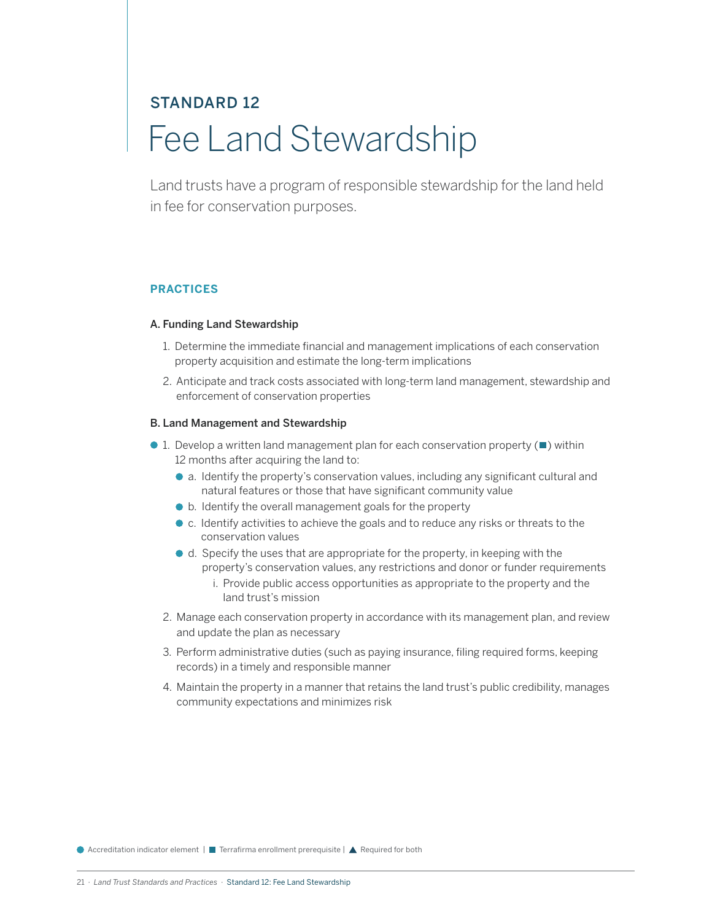## STANDARD 12

# Fee Land Stewardship

Land trusts have a program of responsible stewardship for the land held in fee for conservation purposes.

### PRACTICES

**A. Funding Land Stewardship**

1. Determine the immediate financial and management implications of each conservation property acquisition and estimate the long-term implications
2. Anticipate and track costs associated with long-term land management, stewardship and enforcement of conservation properties

**B. Land Management and Stewardship**

- ● 1. Develop a written land management plan for each conservation property (■) within 12 months after acquiring the land to:
  - ● a. Identify the property's conservation values, including any significant cultural and natural features or those that have significant community value
  - ● b. Identify the overall management goals for the property
  - ● c. Identify activities to achieve the goals and to reduce any risks or threats to the conservation values
  - ● d. Specify the uses that are appropriate for the property, in keeping with the property's conservation values, any restrictions and donor or funder requirements
    - i. Provide public access opportunities as appropriate to the property and the land trust's mission
- 2. Manage each conservation property in accordance with its management plan, and review and update the plan as necessary
- 3. Perform administrative duties (such as paying insurance, filing required forms, keeping records) in a timely and responsible manner
- 4. Maintain the property in a manner that retains the land trust's public credibility, manages community expectations and minimizes risk

● Accreditation indicator element | ■ Terrafirma enrollment prerequisite | ▲ Required for both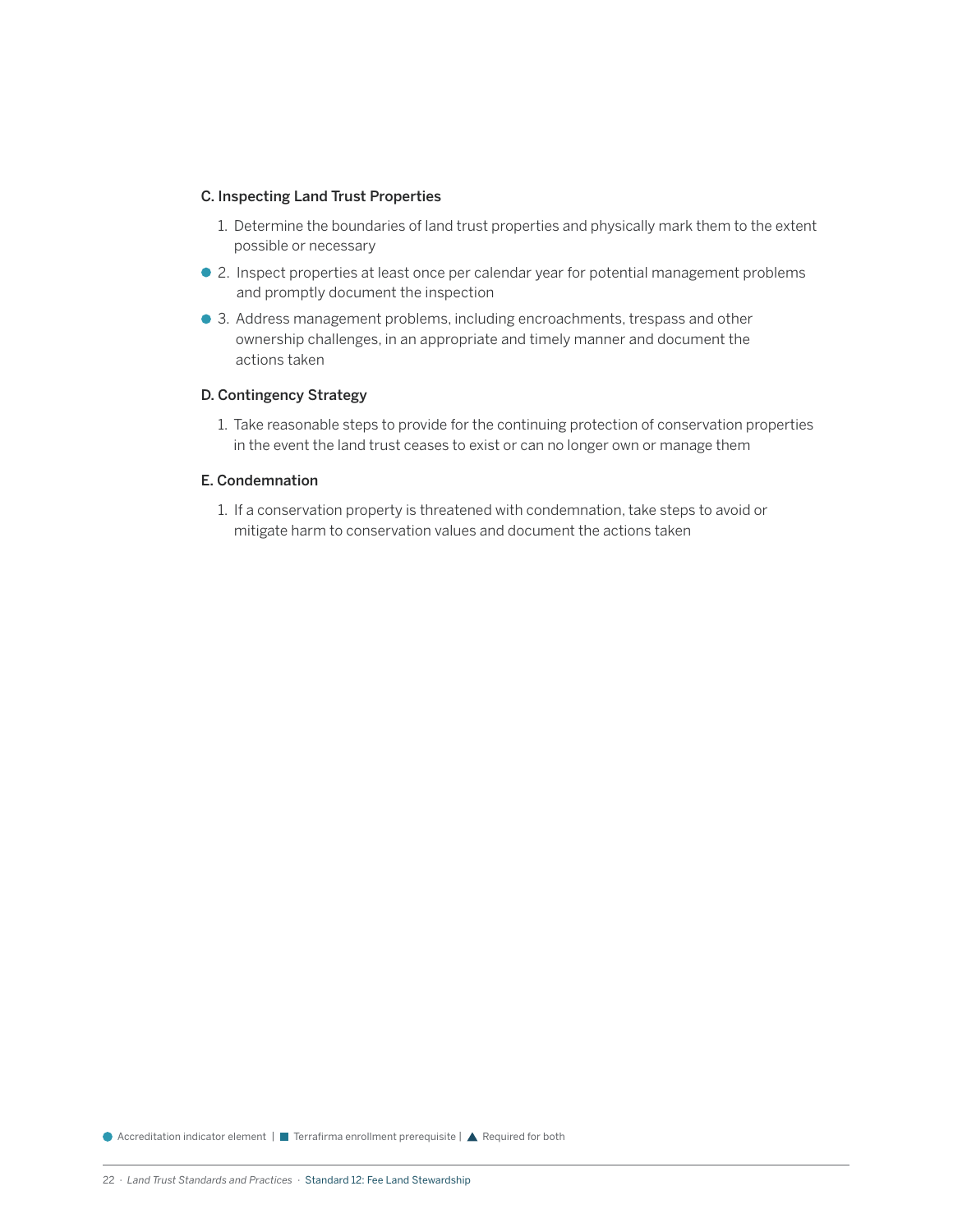### C. Inspecting Land Trust Properties

1. Determine the boundaries of land trust properties and physically mark them to the extent possible or necessary
2. ● Inspect properties at least once per calendar year for potential management problems and promptly document the inspection
3. ● Address management problems, including encroachments, trespass and other ownership challenges, in an appropriate and timely manner and document the actions taken

### D. Contingency Strategy

1. Take reasonable steps to provide for the continuing protection of conservation properties in the event the land trust ceases to exist or can no longer own or manage them

### E. Condemnation

1. If a conservation property is threatened with condemnation, take steps to avoid or mitigate harm to conservation values and document the actions taken

● Accreditation indicator element | ■ Terrafirma enrollment prerequisite | ▲ Required for both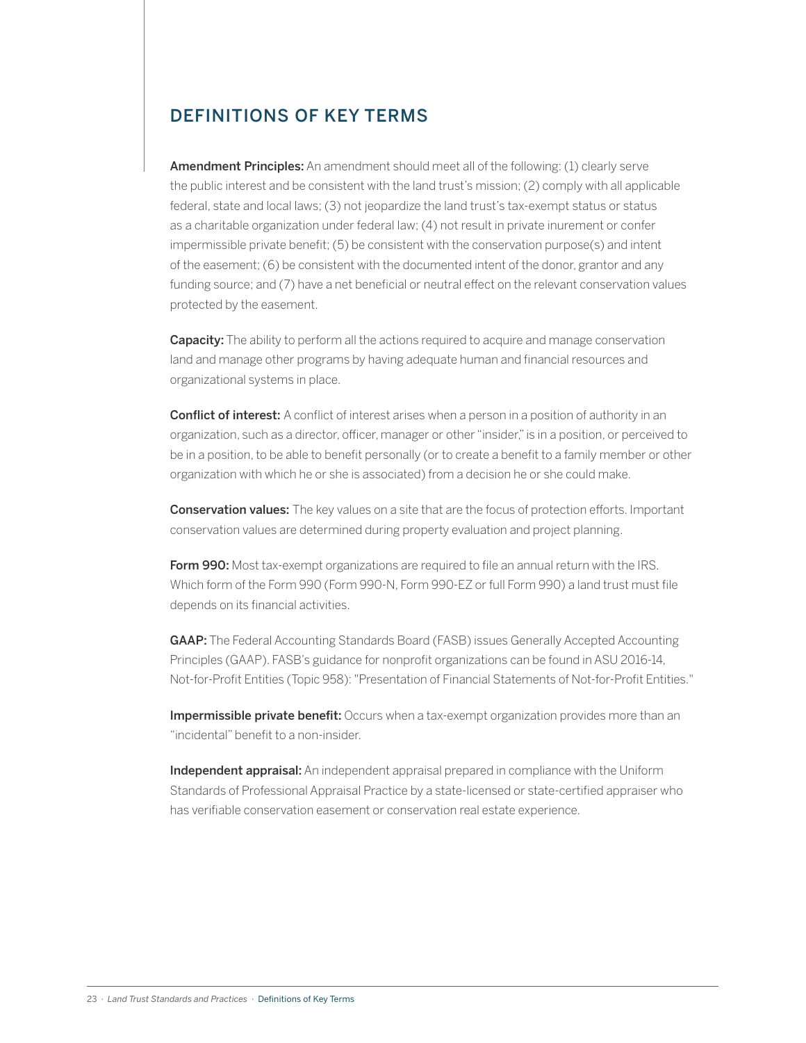## DEFINITIONS OF KEY TERMS

**Amendment Principles:** An amendment should meet all of the following: (1) clearly serve the public interest and be consistent with the land trust's mission; (2) comply with all applicable federal, state and local laws; (3) not jeopardize the land trust's tax-exempt status or status as a charitable organization under federal law; (4) not result in private inurement or confer impermissible private benefit; (5) be consistent with the conservation purpose(s) and intent of the easement; (6) be consistent with the documented intent of the donor, grantor and any funding source; and (7) have a net beneficial or neutral effect on the relevant conservation values protected by the easement.

**Capacity:** The ability to perform all the actions required to acquire and manage conservation land and manage other programs by having adequate human and financial resources and organizational systems in place.

**Conflict of interest:** A conflict of interest arises when a person in a position of authority in an organization, such as a director, officer, manager or other "insider," is in a position, or perceived to be in a position, to be able to benefit personally (or to create a benefit to a family member or other organization with which he or she is associated) from a decision he or she could make.

**Conservation values:** The key values on a site that are the focus of protection efforts. Important conservation values are determined during property evaluation and project planning.

**Form 990:** Most tax-exempt organizations are required to file an annual return with the IRS. Which form of the Form 990 (Form 990-N, Form 990-EZ or full Form 990) a land trust must file depends on its financial activities.

**GAAP:** The Federal Accounting Standards Board (FASB) issues Generally Accepted Accounting Principles (GAAP). FASB's guidance for nonprofit organizations can be found in ASU 2016-14, Not-for-Profit Entities (Topic 958): "Presentation of Financial Statements of Not-for-Profit Entities."

**Impermissible private benefit:** Occurs when a tax-exempt organization provides more than an "incidental" benefit to a non-insider.

**Independent appraisal:** An independent appraisal prepared in compliance with the Uniform Standards of Professional Appraisal Practice by a state-licensed or state-certified appraiser who has verifiable conservation easement or conservation real estate experience.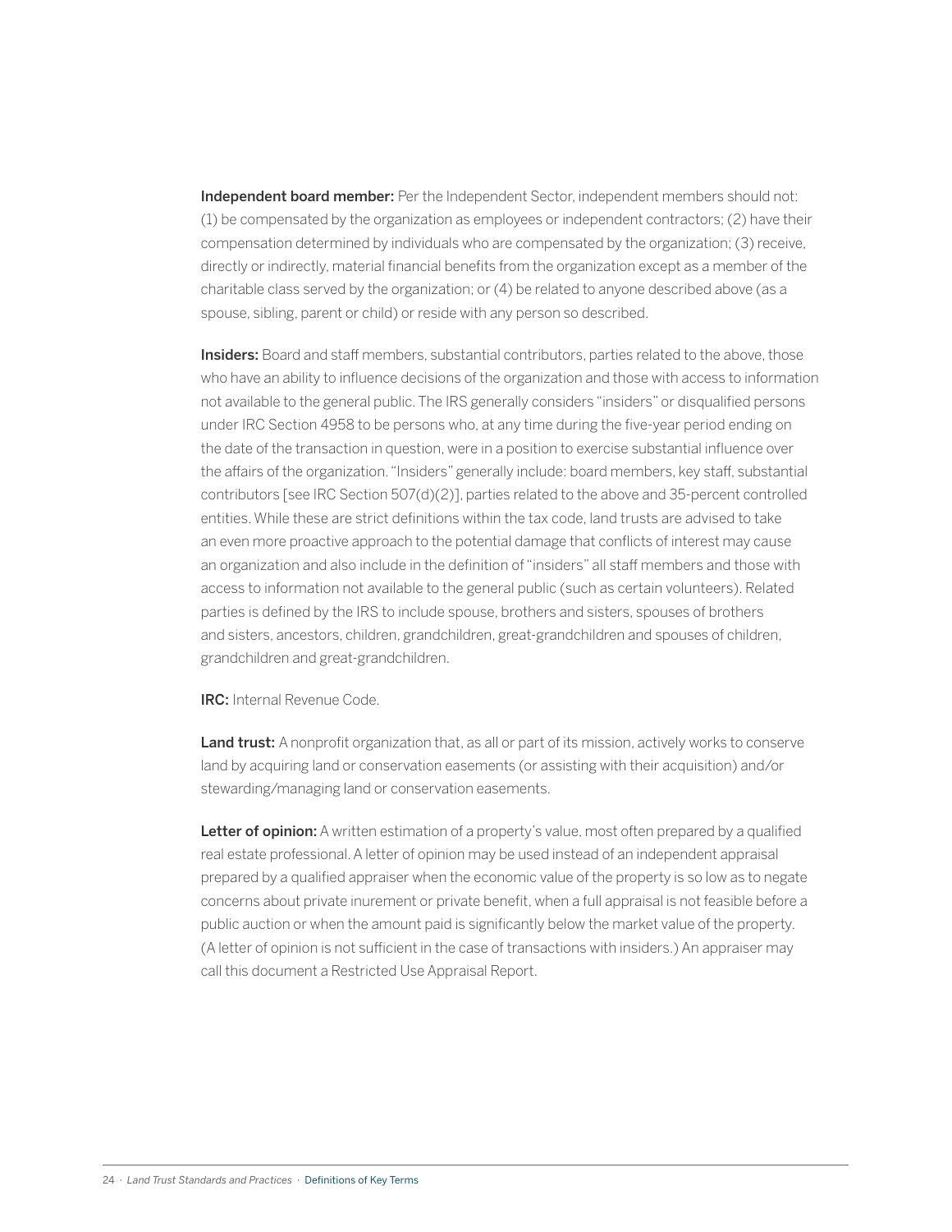**Independent board member:** Per the Independent Sector, independent members should not: (1) be compensated by the organization as employees or independent contractors; (2) have their compensation determined by individuals who are compensated by the organization; (3) receive, directly or indirectly, material financial benefits from the organization except as a member of the charitable class served by the organization; or (4) be related to anyone described above (as a spouse, sibling, parent or child) or reside with any person so described.

**Insiders:** Board and staff members, substantial contributors, parties related to the above, those who have an ability to influence decisions of the organization and those with access to information not available to the general public. The IRS generally considers "insiders" or disqualified persons under IRC Section 4958 to be persons who, at any time during the five-year period ending on the date of the transaction in question, were in a position to exercise substantial influence over the affairs of the organization. "Insiders" generally include: board members, key staff, substantial contributors [see IRC Section 507(d)(2)], parties related to the above and 35-percent controlled entities. While these are strict definitions within the tax code, land trusts are advised to take an even more proactive approach to the potential damage that conflicts of interest may cause an organization and also include in the definition of "insiders" all staff members and those with access to information not available to the general public (such as certain volunteers). Related parties is defined by the IRS to include spouse, brothers and sisters, spouses of brothers and sisters, ancestors, children, grandchildren, great-grandchildren and spouses of children, grandchildren and great-grandchildren.

**IRC:** Internal Revenue Code.

**Land trust:** A nonprofit organization that, as all or part of its mission, actively works to conserve land by acquiring land or conservation easements (or assisting with their acquisition) and/or stewarding/managing land or conservation easements.

**Letter of opinion:** A written estimation of a property's value, most often prepared by a qualified real estate professional. A letter of opinion may be used instead of an independent appraisal prepared by a qualified appraiser when the economic value of the property is so low as to negate concerns about private inurement or private benefit, when a full appraisal is not feasible before a public auction or when the amount paid is significantly below the market value of the property. (A letter of opinion is not sufficient in the case of transactions with insiders.) An appraiser may call this document a Restricted Use Appraisal Report.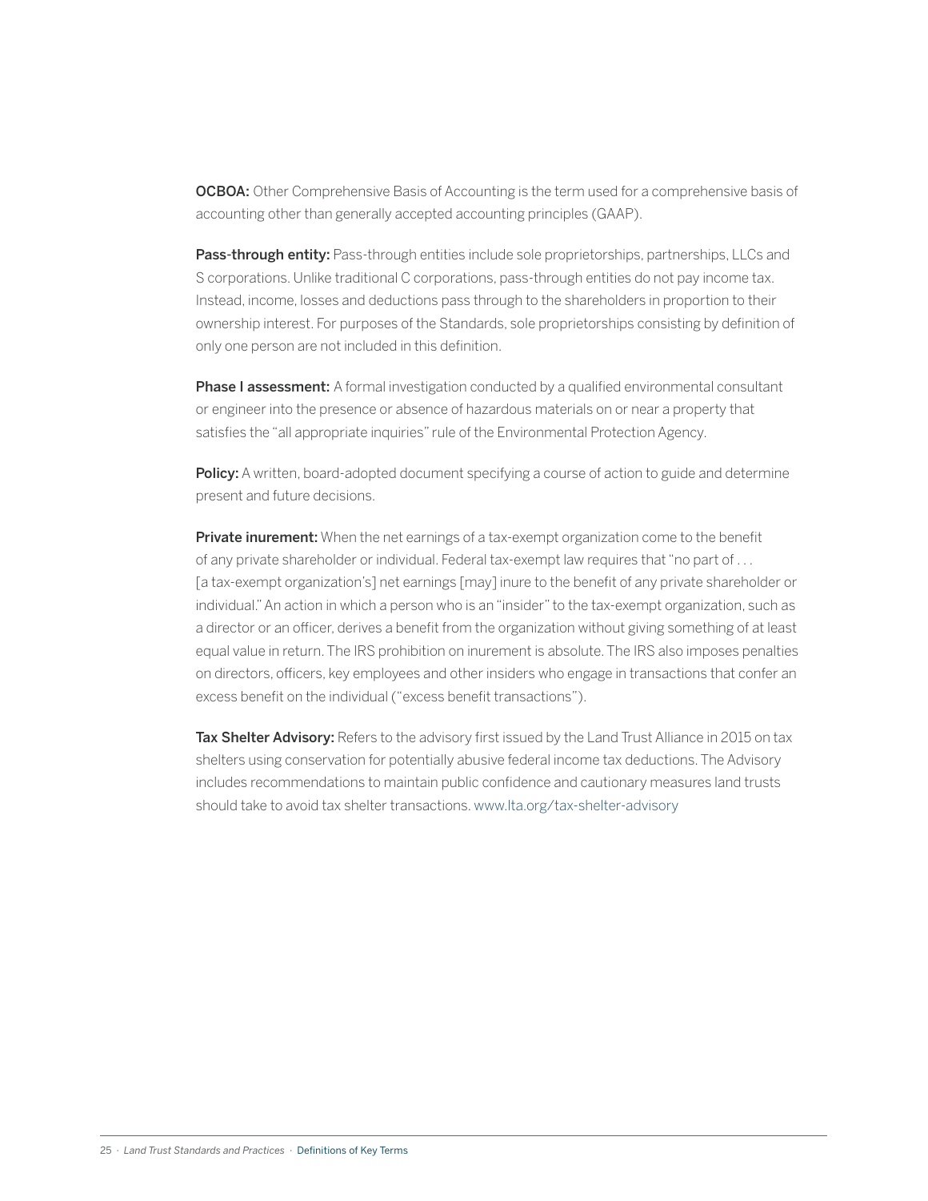**OCBOA:** Other Comprehensive Basis of Accounting is the term used for a comprehensive basis of accounting other than generally accepted accounting principles (GAAP).

**Pass-through entity:** Pass-through entities include sole proprietorships, partnerships, LLCs and S corporations. Unlike traditional C corporations, pass-through entities do not pay income tax. Instead, income, losses and deductions pass through to the shareholders in proportion to their ownership interest. For purposes of the Standards, sole proprietorships consisting by definition of only one person are not included in this definition.

**Phase I assessment:** A formal investigation conducted by a qualified environmental consultant or engineer into the presence or absence of hazardous materials on or near a property that satisfies the "all appropriate inquiries" rule of the Environmental Protection Agency.

**Policy:** A written, board-adopted document specifying a course of action to guide and determine present and future decisions.

**Private inurement:** When the net earnings of a tax-exempt organization come to the benefit of any private shareholder or individual. Federal tax-exempt law requires that "no part of . . . [a tax-exempt organization's] net earnings [may] inure to the benefit of any private shareholder or individual." An action in which a person who is an "insider" to the tax-exempt organization, such as a director or an officer, derives a benefit from the organization without giving something of at least equal value in return. The IRS prohibition on inurement is absolute. The IRS also imposes penalties on directors, officers, key employees and other insiders who engage in transactions that confer an excess benefit on the individual ("excess benefit transactions").

**Tax Shelter Advisory:** Refers to the advisory first issued by the Land Trust Alliance in 2015 on tax shelters using conservation for potentially abusive federal income tax deductions. The Advisory includes recommendations to maintain public confidence and cautionary measures land trusts should take to avoid tax shelter transactions. www.lta.org/tax-shelter-advisory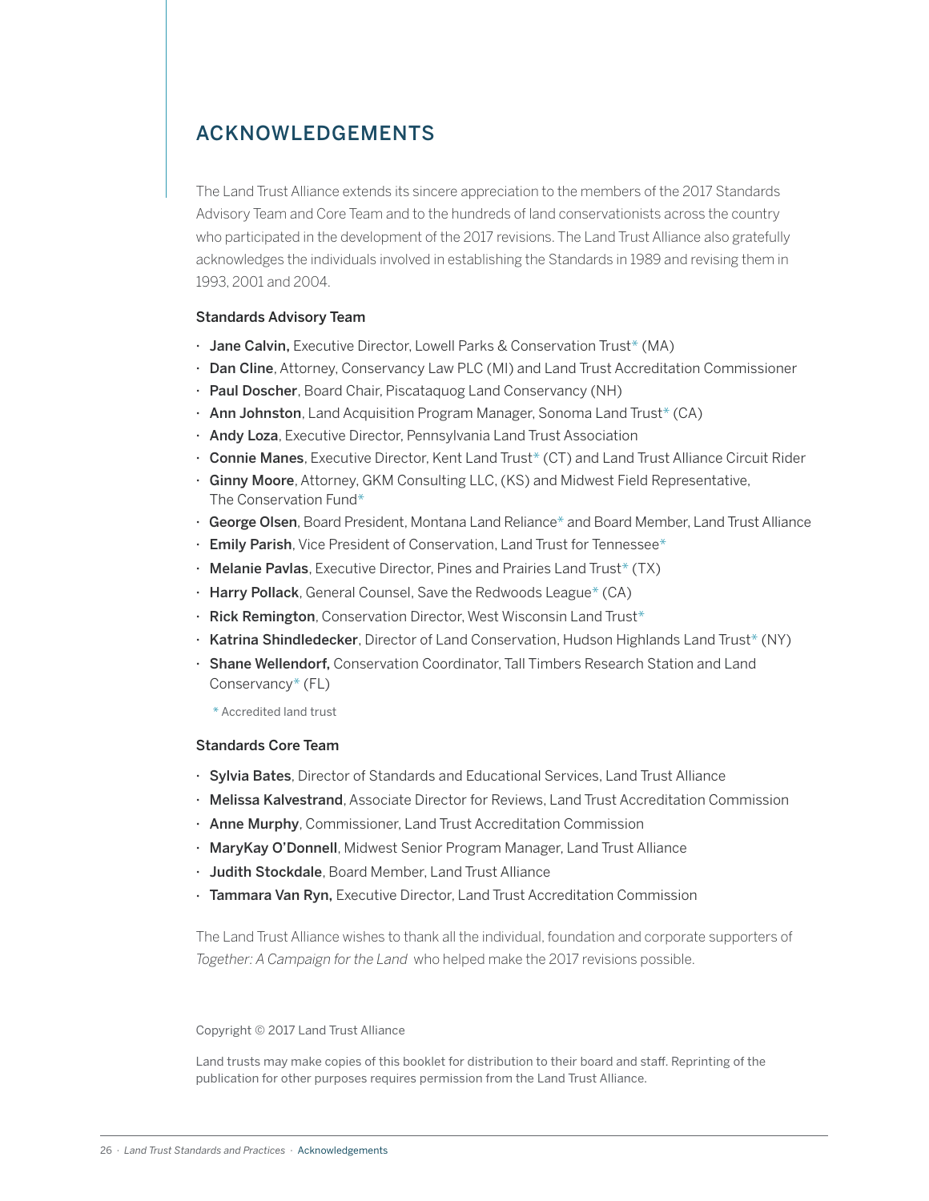## ACKNOWLEDGEMENTS

The Land Trust Alliance extends its sincere appreciation to the members of the 2017 Standards Advisory Team and Core Team and to the hundreds of land conservationists across the country who participated in the development of the 2017 revisions. The Land Trust Alliance also gratefully acknowledges the individuals involved in establishing the Standards in 1989 and revising them in 1993, 2001 and 2004.

### Standards Advisory Team

- **Jane Calvin,** Executive Director, Lowell Parks & Conservation Trust* (MA)
- **Dan Cline**, Attorney, Conservancy Law PLC (MI) and Land Trust Accreditation Commissioner
- **Paul Doscher**, Board Chair, Piscataquog Land Conservancy (NH)
- **Ann Johnston**, Land Acquisition Program Manager, Sonoma Land Trust* (CA)
- **Andy Loza**, Executive Director, Pennsylvania Land Trust Association
- **Connie Manes**, Executive Director, Kent Land Trust* (CT) and Land Trust Alliance Circuit Rider
- **Ginny Moore**, Attorney, GKM Consulting LLC, (KS) and Midwest Field Representative, The Conservation Fund*
- **George Olsen**, Board President, Montana Land Reliance* and Board Member, Land Trust Alliance
- **Emily Parish**, Vice President of Conservation, Land Trust for Tennessee*
- **Melanie Pavlas**, Executive Director, Pines and Prairies Land Trust* (TX)
- **Harry Pollack**, General Counsel, Save the Redwoods League* (CA)
- **Rick Remington**, Conservation Director, West Wisconsin Land Trust*
- **Katrina Shindledecker**, Director of Land Conservation, Hudson Highlands Land Trust* (NY)
- **Shane Wellendorf,** Conservation Coordinator, Tall Timbers Research Station and Land Conservancy* (FL)

\* Accredited land trust

### Standards Core Team

- **Sylvia Bates**, Director of Standards and Educational Services, Land Trust Alliance
- **Melissa Kalvestrand**, Associate Director for Reviews, Land Trust Accreditation Commission
- **Anne Murphy**, Commissioner, Land Trust Accreditation Commission
- **MaryKay O'Donnell**, Midwest Senior Program Manager, Land Trust Alliance
- **Judith Stockdale**, Board Member, Land Trust Alliance
- **Tammara Van Ryn,** Executive Director, Land Trust Accreditation Commission

The Land Trust Alliance wishes to thank all the individual, foundation and corporate supporters of *Together: A Campaign for the Land* who helped make the 2017 revisions possible.

Copyright © 2017 Land Trust Alliance

Land trusts may make copies of this booklet for distribution to their board and staff. Reprinting of the publication for other purposes requires permission from the Land Trust Alliance.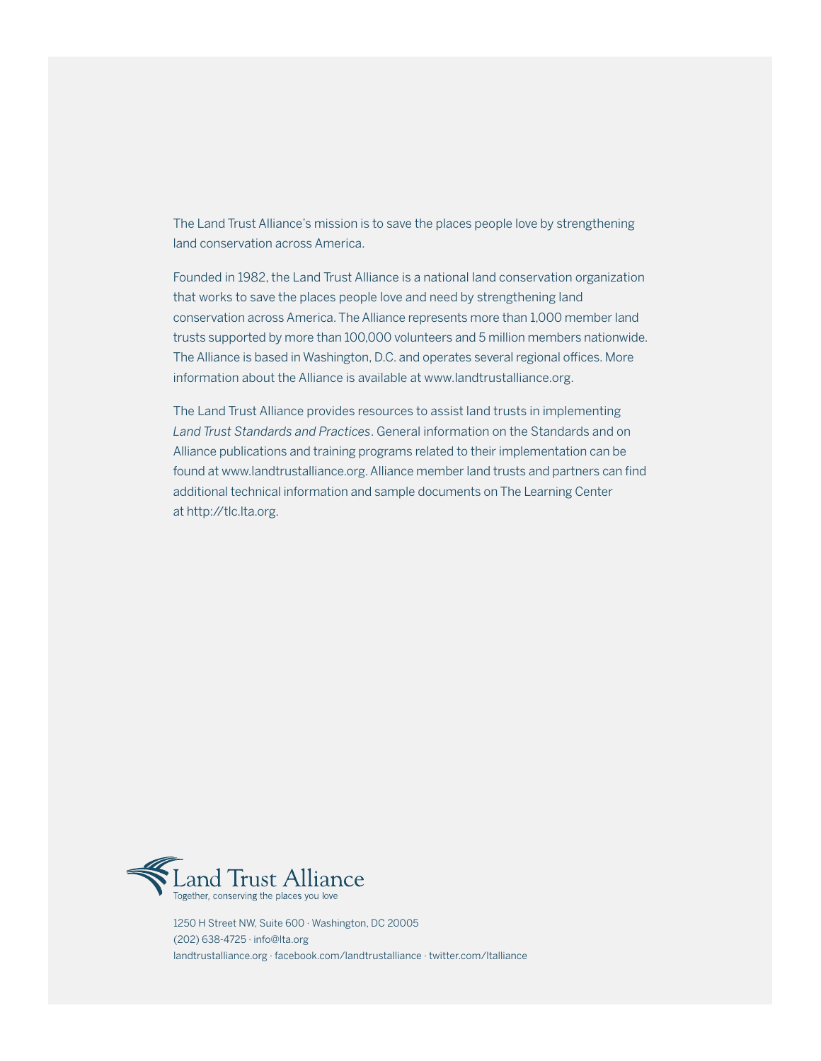The Land Trust Alliance's mission is to save the places people love by strengthening land conservation across America.

Founded in 1982, the Land Trust Alliance is a national land conservation organization that works to save the places people love and need by strengthening land conservation across America. The Alliance represents more than 1,000 member land trusts supported by more than 100,000 volunteers and 5 million members nationwide. The Alliance is based in Washington, D.C. and operates several regional offices. More information about the Alliance is available at www.landtrustalliance.org.

The Land Trust Alliance provides resources to assist land trusts in implementing *Land Trust Standards and Practices*. General information on the Standards and on Alliance publications and training programs related to their implementation can be found at www.landtrustalliance.org. Alliance member land trusts and partners can find additional technical information and sample documents on The Learning Center at http://tlc.lta.org.

Land Trust Alliance
Together, conserving the places you love

1250 H Street NW, Suite 600 · Washington, DC 20005
(202) 638-4725 · info@lta.org
landtrustalliance.org · facebook.com/landtrustalliance · twitter.com/ltalliance